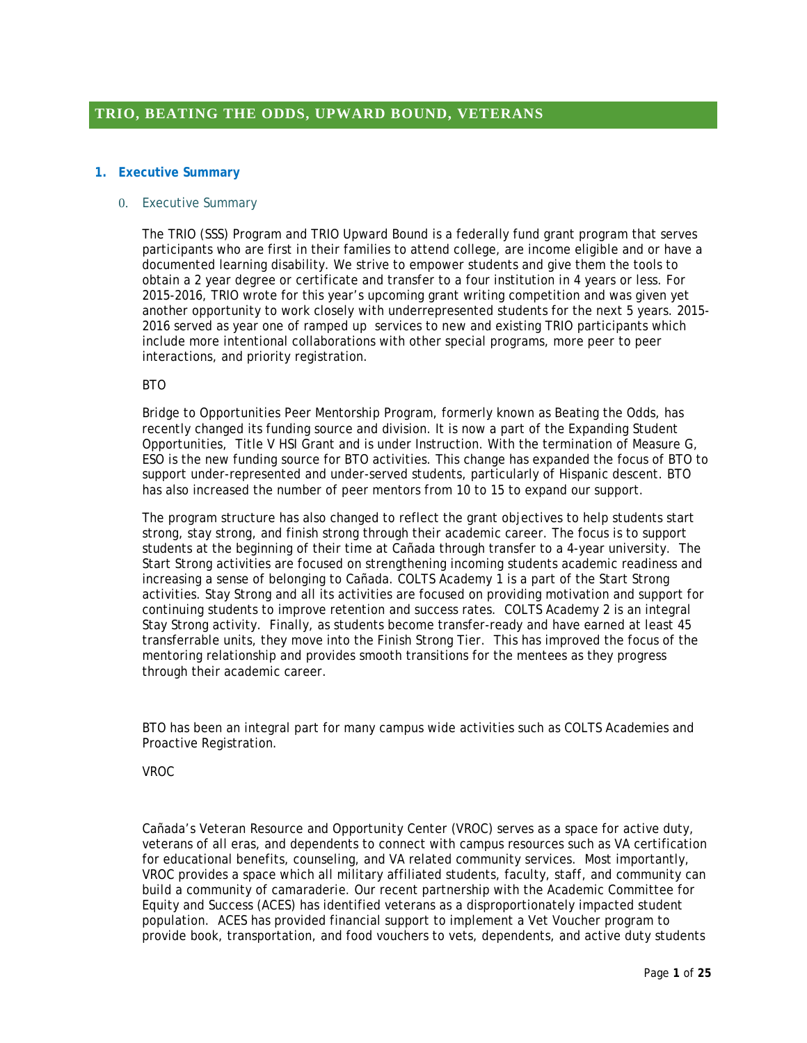# TRIO, BEATING THE ODDS, UPWARD BOUND, VETERANS

## 1. Executive Summary

### 0. Executive Summary

The TRIO (SSS) Program and TRIO Upward Bound is a federally fund grant program that serves participants who are first in their families to attend college, are income eligible and or have a documented learning disability. We strive to empower students and give them the tools to obtain a 2 year degree or certificate and transfer to a four institution in 4 years or less. For 2015-2016, TRIO wrote for this year's upcoming grant writing competition and was given yet another opportunity to work closely with underrepresented students for the next 5 years. 2015-2016 served as year one of ramped up services to new and existing TRIO participants which include more intentional collaborations with other special programs, more peer to peer interactions, and priority registration.

BTO

Bridge to Opportunities Peer Mentorship Program, formerly known as Beating the Odds, has recently changed its funding source and division. It is now a part of the Expanding Student Opportunities, Title V HSI Grant and is under Instruction. With the termination of Measure G, ESO is the new funding source for BTO activities. This change has expanded the focus of BTO to support under-represented and under-served students, particularly of Hispanic descent. BTO has also increased the number of peer mentors from 10 to 15 to expand our support.

The program structure has also changed to reflect the grant objectives to help students start strong, stay strong, and finish strong through their academic career. The focus is to support students at the beginning of their time at Cañada through transfer to a 4-year university. The Start Strong activities are focused on strengthening incoming students academic readiness and increasing a sense of belonging to Cañada. COLTS Academy 1 is a part of the Start Strong activities. Stay Strong and all its activities are focused on providing motivation and support for continuing students to improve retention and success rates. COLTS Academy 2 is an integral Stay Strong activity. Finally, as students become transfer-ready and have earned at least 45 transferrable units, they move into the Finish Strong Tier. This has improved the focus of the mentoring relationship and provides smooth transitions for the mentees as they progress through their academic career.

BTO has been an integral part for many campus wide activities such as COLTS Academies and Proactive Registration.

VROC

Cañada's Veteran Resource and Opportunity Center (VROC) serves as a space for active duty, veterans of all eras, and dependents to connect with campus resources such as VA certification for educational benefits, counseling, and VA related community services. Most importantly, VROC provides a space which all military affiliated students, faculty, staff, and community can build a community of camaraderie. Our recent partnership with the Academic Committee for Equity and Success (ACES) has identified veterans as a disproportionately impacted student population. ACES has provided financial support to implement a Vet Voucher program to provide book, transportation, and food vouchers to vets, dependents, and active duty students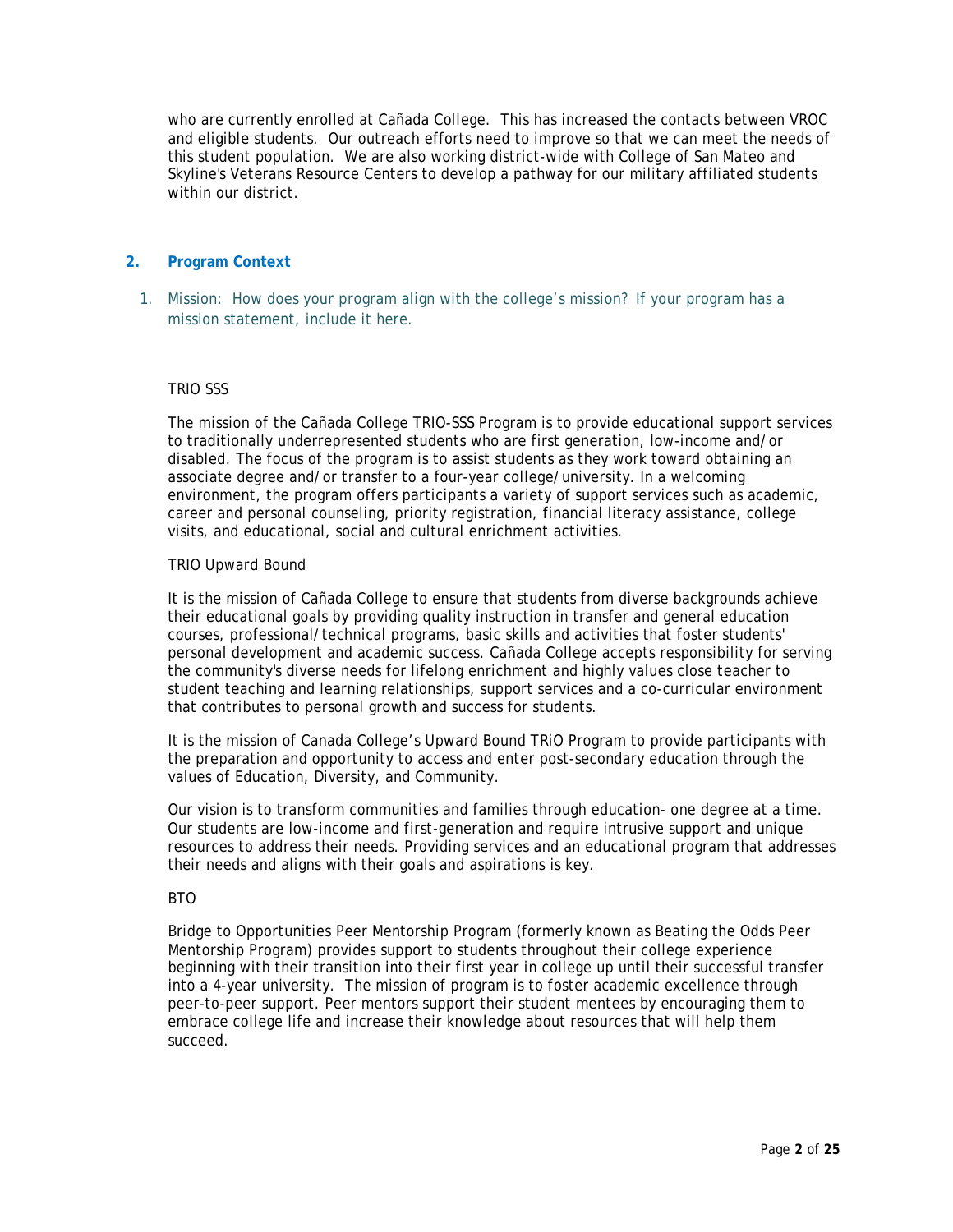who are currently enrolled at Cañada College. This has increased the contacts between VROC and eligible students. Our outreach efforts need to improve so that we can meet the needs of this student population. We are also working district-wide with College of San Mateo and Skyline's Veterans Resource Centers to develop a pathway for our military affiliated students within our district.

## 2. Program Context

1. Mission: How does your program align with the college's mission? If your program has a mission statement, include it here.

TRIO SSS

The mission of the Cañada College TRIO-SSS Program is to provide educational support services to traditionally underrepresented students who are first generation, low-income and/or disabled. The focus of the program is to assist students as they work toward obtaining an associate degree and/or transfer to a four-year college/university. In a welcoming environment, the program offers participants a variety of support services such as academic, career and personal counseling, priority registration, financial literacy assistance, college visits, and educational, social and cultural enrichment activities.

TRIO Upward Bound

It is the mission of Cañada College to ensure that students from diverse backgrounds achieve their educational goals by providing quality instruction in transfer and general education courses, professional/technical programs, basic skills and activities that foster students' personal development and academic success. Cañada College accepts responsibility for serving the community's diverse needs for lifelong enrichment and highly values close teacher to student teaching and learning relationships, support services and a co-curricular environment that contributes to personal growth and success for students.

It is the mission of Canada College's Upward Bound TRiO Program to provide participants with the preparation and opportunity to access and enter post-secondary education through the values of Education, Diversity, and Community.

Our vision is to transform communities and families through education- one degree at a time. Our students are low-income and first-generation and require intrusive support and unique resources to address their needs. Providing services and an educational program that addresses their needs and aligns with their goals and aspirations is key.

BTO

Bridge to Opportunities Peer Mentorship Program (formerly known as Beating the Odds Peer Mentorship Program) provides support to students throughout their college experience beginning with their transition into their first year in college up until their successful transfer into a 4-year university. The mission of program is to foster academic excellence through peer-to-peer support. Peer mentors support their student mentees by encouraging them to embrace college life and increase their knowledge about resources that will help them succeed.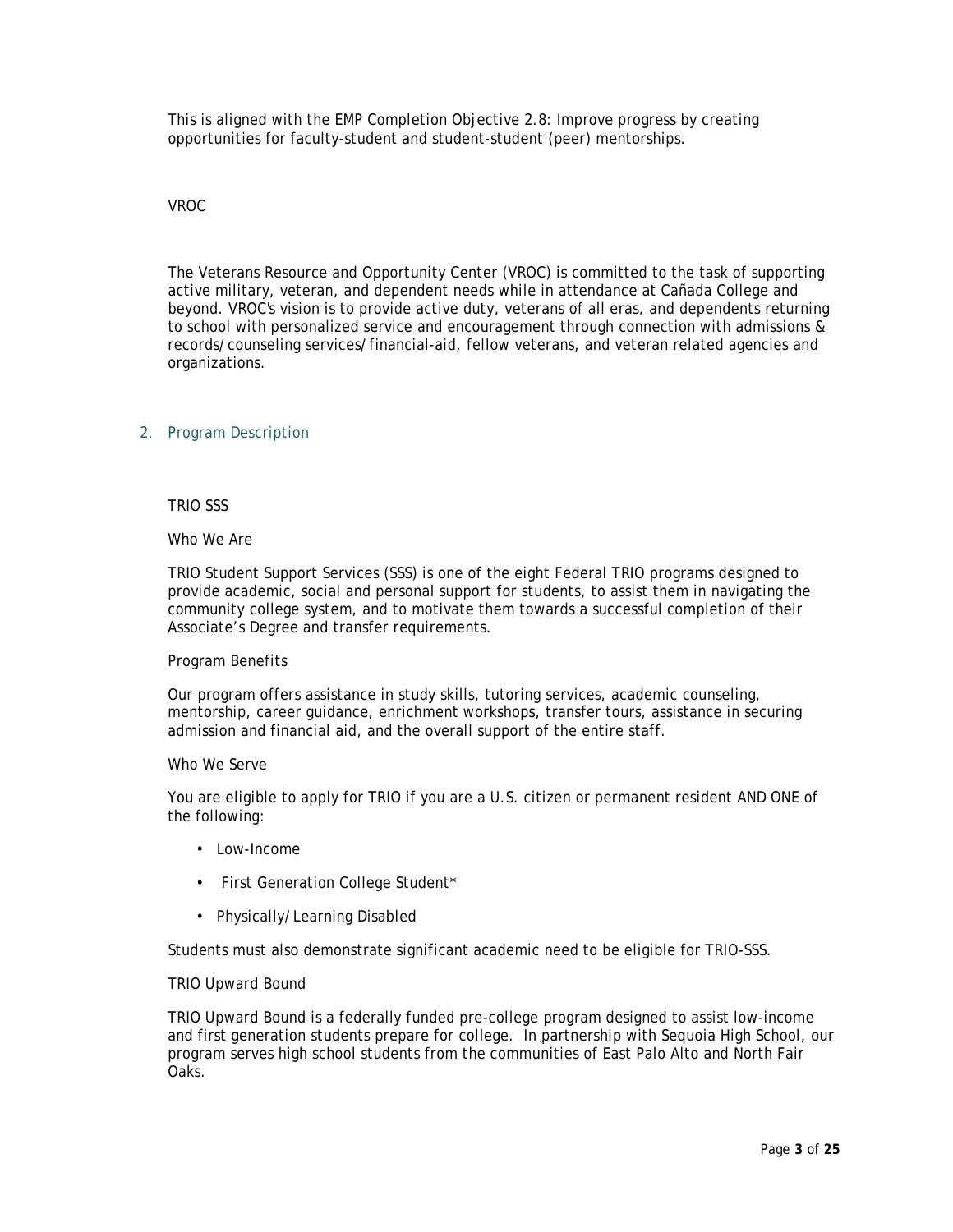This is aligned with the EMP Completion Objective 2.8: Improve progress by creating opportunities for faculty-student and student-student (peer) mentorships.

VROC

The Veterans Resource and Opportunity Center (VROC) is committed to the task of supporting active military, veteran, and dependent needs while in attendance at Cañada College and beyond. VROC's vision is to provide active duty, veterans of all eras, and dependents returning to school with personalized service and encouragement through connection with admissions & records/counseling services/financial-aid, fellow veterans, and veteran related agencies and organizations.

## 2. Program Description

TRIO SSS

Who We Are

TRIO Student Support Services (SSS) is one of the eight Federal TRIO programs designed to provide academic, social and personal support for students, to assist them in navigating the community college system, and to motivate them towards a successful completion of their Associate's Degree and transfer requirements.

Program Benefits

Our program offers assistance in study skills, tutoring services, academic counseling, mentorship, career guidance, enrichment workshops, transfer tours, assistance in securing admission and financial aid, and the overall support of the entire staff.

Who We Serve

You are eligible to apply for TRIO if you are a U.S. citizen or permanent resident AND ONE of the following:

- Low-Income
- First Generation College Student*
- Physically/Learning Disabled

Students must also demonstrate significant academic need to be eligible for TRIO-SSS.

TRIO Upward Bound

TRIO Upward Bound is a federally funded pre-college program designed to assist low-income and first generation students prepare for college. In partnership with Sequoia High School, our program serves high school students from the communities of East Palo Alto and North Fair Oaks.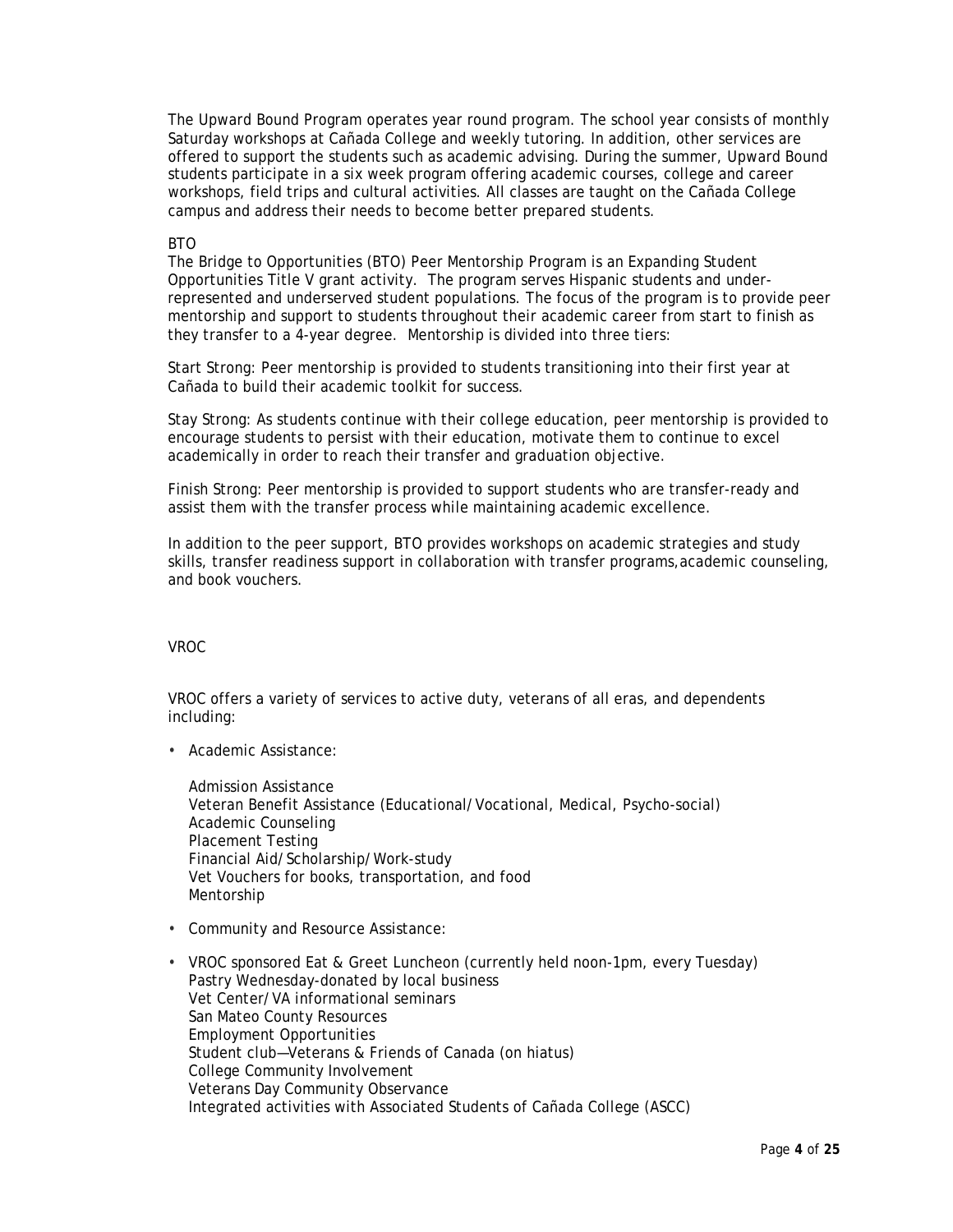The Upward Bound Program operates year round program. The school year consists of monthly Saturday workshops at Cañada College and weekly tutoring. In addition, other services are offered to support the students such as academic advising. During the summer, Upward Bound students participate in a six week program offering academic courses, college and career workshops, field trips and cultural activities. All classes are taught on the Cañada College campus and address their needs to become better prepared students.

BTO

The Bridge to Opportunities (BTO) Peer Mentorship Program is an Expanding Student Opportunities Title V grant activity. The program serves Hispanic students and under-represented and underserved student populations. The focus of the program is to provide peer mentorship and support to students throughout their academic career from start to finish as they transfer to a 4-year degree. Mentorship is divided into three tiers:

Start Strong: Peer mentorship is provided to students transitioning into their first year at Cañada to build their academic toolkit for success.

Stay Strong: As students continue with their college education, peer mentorship is provided to encourage students to persist with their education, motivate them to continue to excel academically in order to reach their transfer and graduation objective.

Finish Strong: Peer mentorship is provided to support students who are transfer-ready and assist them with the transfer process while maintaining academic excellence.

In addition to the peer support, BTO provides workshops on academic strategies and study skills, transfer readiness support in collaboration with transfer programs,academic counseling, and book vouchers.

VROC

VROC offers a variety of services to active duty, veterans of all eras, and dependents including:

- Academic Assistance:

  Admission Assistance
  Veteran Benefit Assistance (Educational/Vocational, Medical, Psycho-social)
  Academic Counseling
  Placement Testing
  Financial Aid/Scholarship/Work-study
  Vet Vouchers for books, transportation, and food
  Mentorship

- Community and Resource Assistance:

- VROC sponsored Eat & Greet Luncheon (currently held noon-1pm, every Tuesday)
  Pastry Wednesday-donated by local business
  Vet Center/VA informational seminars
  San Mateo County Resources
  Employment Opportunities
  Student club—Veterans & Friends of Canada (on hiatus)
  College Community Involvement
  Veterans Day Community Observance
  Integrated activities with Associated Students of Cañada College (ASCC)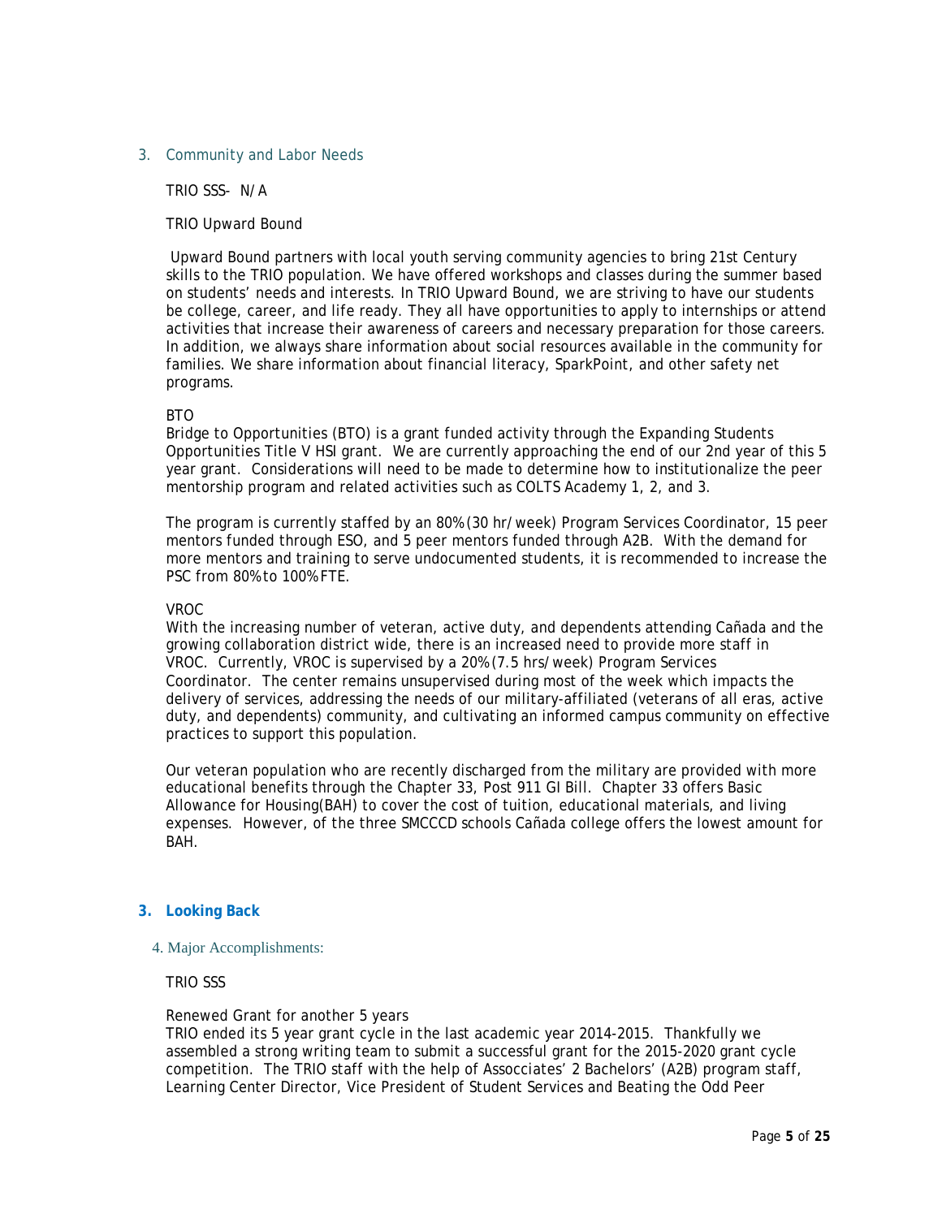### 3. Community and Labor Needs

TRIO SSS- N/A

TRIO Upward Bound

Upward Bound partners with local youth serving community agencies to bring 21st Century skills to the TRIO population. We have offered workshops and classes during the summer based on students' needs and interests. In TRIO Upward Bound, we are striving to have our students be college, career, and life ready. They all have opportunities to apply to internships or attend activities that increase their awareness of careers and necessary preparation for those careers. In addition, we always share information about social resources available in the community for families. We share information about financial literacy, SparkPoint, and other safety net programs.

BTO

Bridge to Opportunities (BTO) is a grant funded activity through the Expanding Students Opportunities Title V HSI grant. We are currently approaching the end of our 2nd year of this 5 year grant. Considerations will need to be made to determine how to institutionalize the peer mentorship program and related activities such as COLTS Academy 1, 2, and 3.

The program is currently staffed by an 80% (30 hr/week) Program Services Coordinator, 15 peer mentors funded through ESO, and 5 peer mentors funded through A2B. With the demand for more mentors and training to serve undocumented students, it is recommended to increase the PSC from 80% to 100% FTE.

VROC

With the increasing number of veteran, active duty, and dependents attending Cañada and the growing collaboration district wide, there is an increased need to provide more staff in VROC. Currently, VROC is supervised by a 20% (7.5 hrs/week) Program Services Coordinator. The center remains unsupervised during most of the week which impacts the delivery of services, addressing the needs of our military-affiliated (veterans of all eras, active duty, and dependents) community, and cultivating an informed campus community on effective practices to support this population.

Our veteran population who are recently discharged from the military are provided with more educational benefits through the Chapter 33, Post 911 GI Bill. Chapter 33 offers Basic Allowance for Housing(BAH) to cover the cost of tuition, educational materials, and living expenses. However, of the three SMCCCD schools Cañada college offers the lowest amount for BAH.

## 3. Looking Back

### 4. Major Accomplishments:

TRIO SSS

Renewed Grant for another 5 years

TRIO ended its 5 year grant cycle in the last academic year 2014-2015. Thankfully we assembled a strong writing team to submit a successful grant for the 2015-2020 grant cycle competition. The TRIO staff with the help of Assocciates' 2 Bachelors' (A2B) program staff, Learning Center Director, Vice President of Student Services and Beating the Odd Peer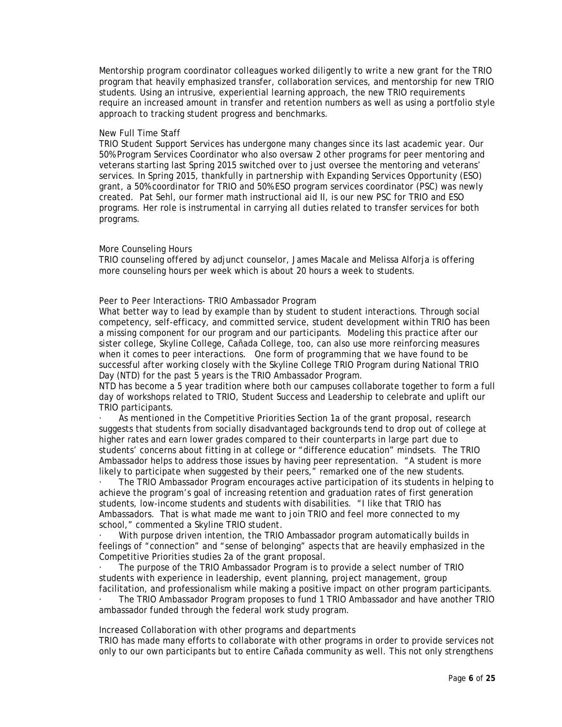Mentorship program coordinator colleagues worked diligently to write a new grant for the TRIO program that heavily emphasized transfer, collaboration services, and mentorship for new TRIO students. Using an intrusive, experiential learning approach, the new TRIO requirements require an increased amount in transfer and retention numbers as well as using a portfolio style approach to tracking student progress and benchmarks.

New Full Time Staff

TRIO Student Support Services has undergone many changes since its last academic year. Our 50% Program Services Coordinator who also oversaw 2 other programs for peer mentoring and veterans starting last Spring 2015 switched over to just oversee the mentoring and veterans' services. In Spring 2015, thankfully in partnership with Expanding Services Opportunity (ESO) grant, a 50% coordinator for TRIO and 50% ESO program services coordinator (PSC) was newly created. Pat Sehl, our former math instructional aid II, is our new PSC for TRIO and ESO programs. Her role is instrumental in carrying all duties related to transfer services for both programs.

More Counseling Hours

TRIO counseling offered by adjunct counselor, James Macale and Melissa Alforja is offering more counseling hours per week which is about 20 hours a week to students.

Peer to Peer Interactions- TRIO Ambassador Program

What better way to lead by example than by student to student interactions. Through social competency, self-efficacy, and committed service, student development within TRIO has been a missing component for our program and our participants. Modeling this practice after our sister college, Skyline College, Cañada College, too, can also use more reinforcing measures when it comes to peer interactions. One form of programming that we have found to be successful after working closely with the Skyline College TRIO Program during National TRIO Day (NTD) for the past 5 years is the TRIO Ambassador Program.

NTD has become a 5 year tradition where both our campuses collaborate together to form a full day of workshops related to TRIO, Student Success and Leadership to celebrate and uplift our TRIO participants.

- As mentioned in the Competitive Priorities Section 1a of the grant proposal, research suggests that students from socially disadvantaged backgrounds tend to drop out of college at higher rates and earn lower grades compared to their counterparts in large part due to students' concerns about fitting in at college or "difference education" mindsets. The TRIO Ambassador helps to address those issues by having peer representation. "A student is more likely to participate when suggested by their peers," remarked one of the new students.
- The TRIO Ambassador Program encourages active participation of its students in helping to achieve the program's goal of increasing retention and graduation rates of first generation students, low-income students and students with disabilities. "I like that TRIO has Ambassadors. That is what made me want to join TRIO and feel more connected to my school," commented a Skyline TRIO student.
- With purpose driven intention, the TRIO Ambassador program automatically builds in feelings of "connection" and "sense of belonging" aspects that are heavily emphasized in the Competitive Priorities studies 2a of the grant proposal.
- The purpose of the TRIO Ambassador Program is to provide a select number of TRIO students with experience in leadership, event planning, project management, group facilitation, and professionalism while making a positive impact on other program participants.
- The TRIO Ambassador Program proposes to fund 1 TRIO Ambassador and have another TRIO ambassador funded through the federal work study program.

Increased Collaboration with other programs and departments

TRIO has made many efforts to collaborate with other programs in order to provide services not only to our own participants but to entire Cañada community as well. This not only strengthens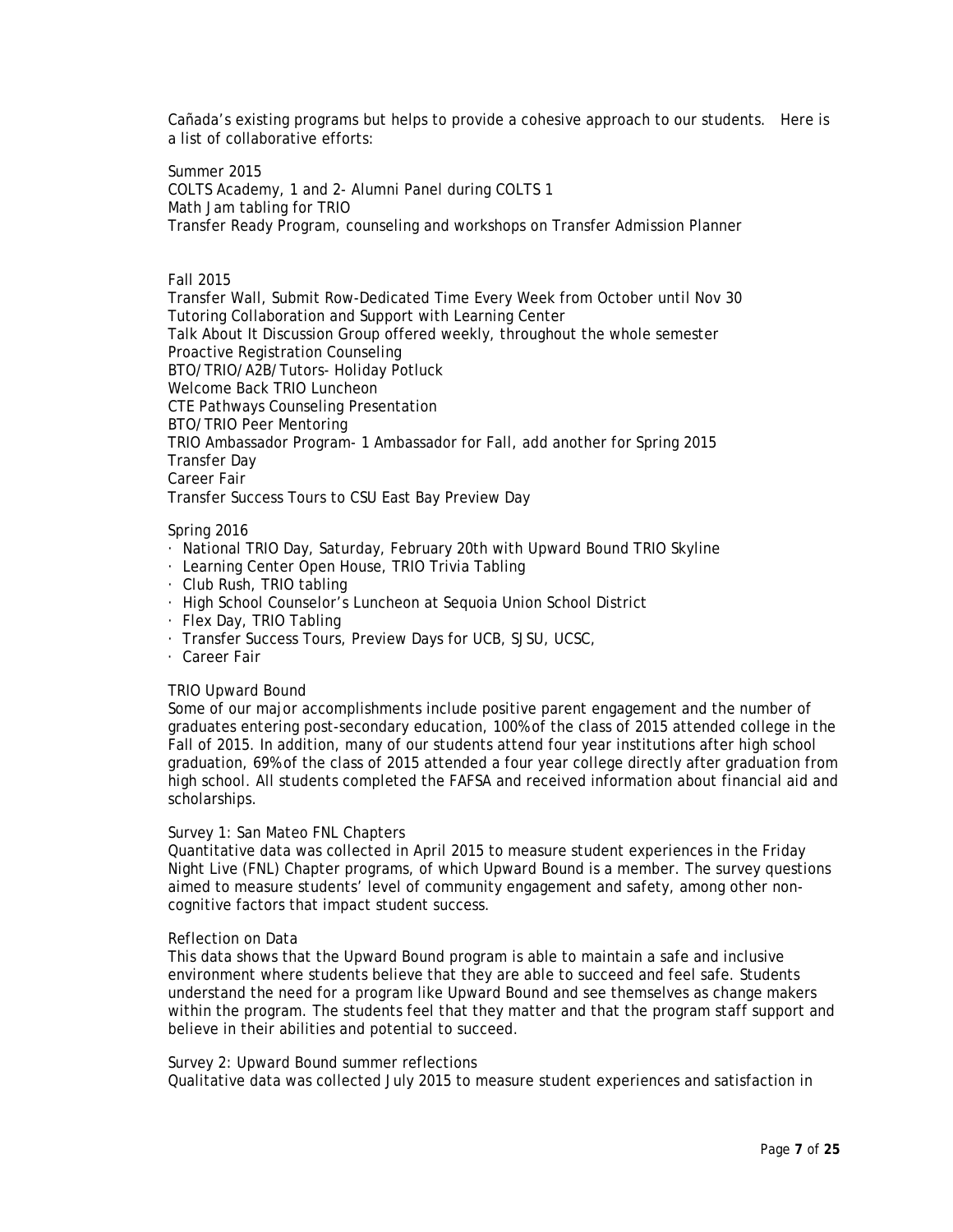Cañada's existing programs but helps to provide a cohesive approach to our students. Here is a list of collaborative efforts:

Summer 2015
COLTS Academy, 1 and 2- Alumni Panel during COLTS 1
Math Jam tabling for TRIO
Transfer Ready Program, counseling and workshops on Transfer Admission Planner

Fall 2015
Transfer Wall, Submit Row-Dedicated Time Every Week from October until Nov 30
Tutoring Collaboration and Support with Learning Center
Talk About It Discussion Group offered weekly, throughout the whole semester
Proactive Registration Counseling
BTO/TRIO/A2B/Tutors- Holiday Potluck
Welcome Back TRIO Luncheon
CTE Pathways Counseling Presentation
BTO/TRIO Peer Mentoring
TRIO Ambassador Program- 1 Ambassador for Fall, add another for Spring 2015
Transfer Day
Career Fair
Transfer Success Tours to CSU East Bay Preview Day

Spring 2016

- National TRIO Day, Saturday, February 20th with Upward Bound TRIO Skyline
- Learning Center Open House, TRIO Trivia Tabling
- Club Rush, TRIO tabling
- High School Counselor's Luncheon at Sequoia Union School District
- Flex Day, TRIO Tabling
- Transfer Success Tours, Preview Days for UCB, SJSU, UCSC,
- Career Fair

TRIO Upward Bound
Some of our major accomplishments include positive parent engagement and the number of graduates entering post-secondary education, 100% of the class of 2015 attended college in the Fall of 2015. In addition, many of our students attend four year institutions after high school graduation, 69% of the class of 2015 attended a four year college directly after graduation from high school. All students completed the FAFSA and received information about financial aid and scholarships.

Survey 1: San Mateo FNL Chapters
Quantitative data was collected in April 2015 to measure student experiences in the Friday Night Live (FNL) Chapter programs, of which Upward Bound is a member. The survey questions aimed to measure students' level of community engagement and safety, among other non-cognitive factors that impact student success.

Reflection on Data
This data shows that the Upward Bound program is able to maintain a safe and inclusive environment where students believe that they are able to succeed and feel safe. Students understand the need for a program like Upward Bound and see themselves as change makers within the program. The students feel that they matter and that the program staff support and believe in their abilities and potential to succeed.

Survey 2: Upward Bound summer reflections
Qualitative data was collected July 2015 to measure student experiences and satisfaction in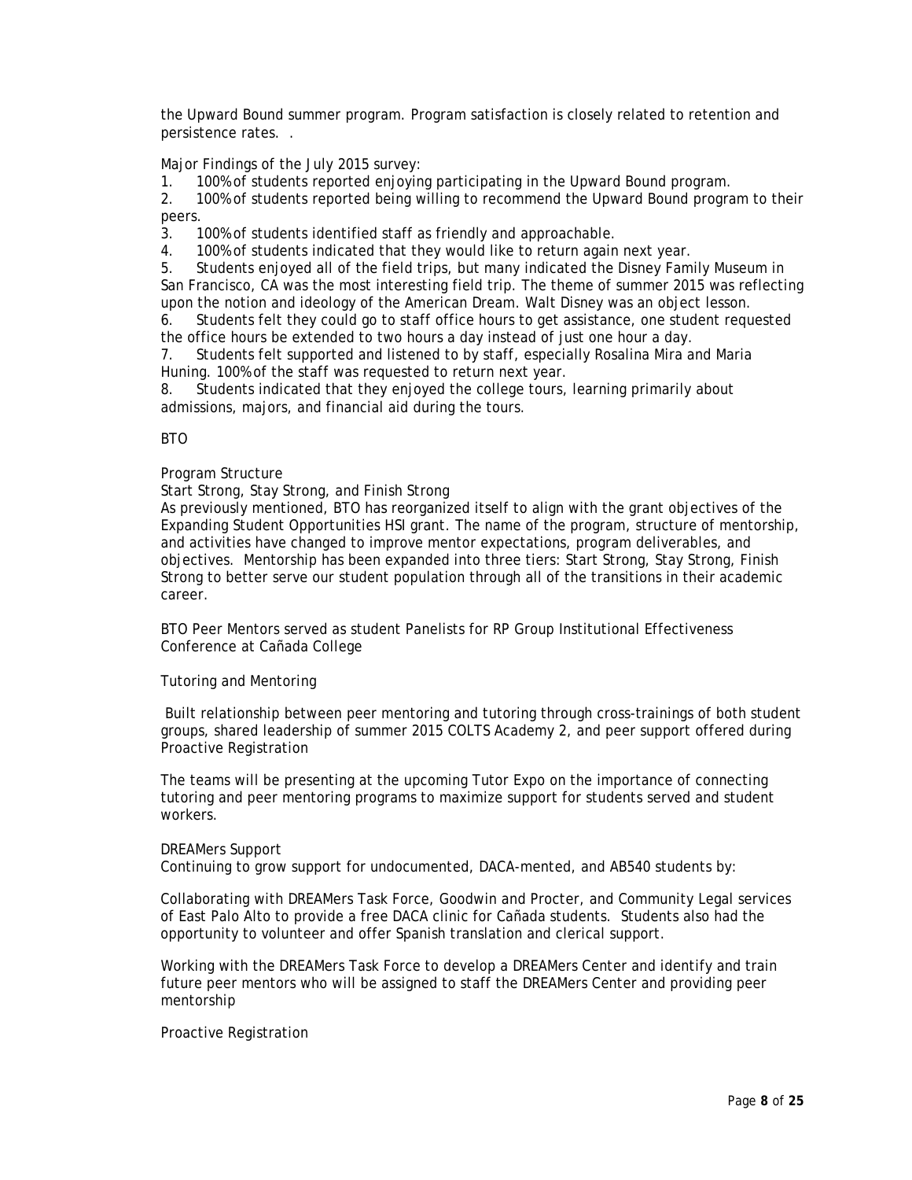the Upward Bound summer program. Program satisfaction is closely related to retention and persistence rates. .

Major Findings of the July 2015 survey:

1. 100% of students reported enjoying participating in the Upward Bound program.
2. 100% of students reported being willing to recommend the Upward Bound program to their peers.
3. 100% of students identified staff as friendly and approachable.
4. 100% of students indicated that they would like to return again next year.
5. Students enjoyed all of the field trips, but many indicated the Disney Family Museum in San Francisco, CA was the most interesting field trip. The theme of summer 2015 was reflecting upon the notion and ideology of the American Dream. Walt Disney was an object lesson.
6. Students felt they could go to staff office hours to get assistance, one student requested the office hours be extended to two hours a day instead of just one hour a day.
7. Students felt supported and listened to by staff, especially Rosalina Mira and Maria Huning. 100% of the staff was requested to return next year.
8. Students indicated that they enjoyed the college tours, learning primarily about admissions, majors, and financial aid during the tours.

BTO

Program Structure

Start Strong, Stay Strong, and Finish Strong

As previously mentioned, BTO has reorganized itself to align with the grant objectives of the Expanding Student Opportunities HSI grant. The name of the program, structure of mentorship, and activities have changed to improve mentor expectations, program deliverables, and objectives. Mentorship has been expanded into three tiers: Start Strong, Stay Strong, Finish Strong to better serve our student population through all of the transitions in their academic career.

BTO Peer Mentors served as student Panelists for RP Group Institutional Effectiveness Conference at Cañada College

Tutoring and Mentoring

Built relationship between peer mentoring and tutoring through cross-trainings of both student groups, shared leadership of summer 2015 COLTS Academy 2, and peer support offered during Proactive Registration

The teams will be presenting at the upcoming Tutor Expo on the importance of connecting tutoring and peer mentoring programs to maximize support for students served and student workers.

DREAMers Support

Continuing to grow support for undocumented, DACA-mented, and AB540 students by:

Collaborating with DREAMers Task Force, Goodwin and Procter, and Community Legal services of East Palo Alto to provide a free DACA clinic for Cañada students. Students also had the opportunity to volunteer and offer Spanish translation and clerical support.

Working with the DREAMers Task Force to develop a DREAMers Center and identify and train future peer mentors who will be assigned to staff the DREAMers Center and providing peer mentorship

Proactive Registration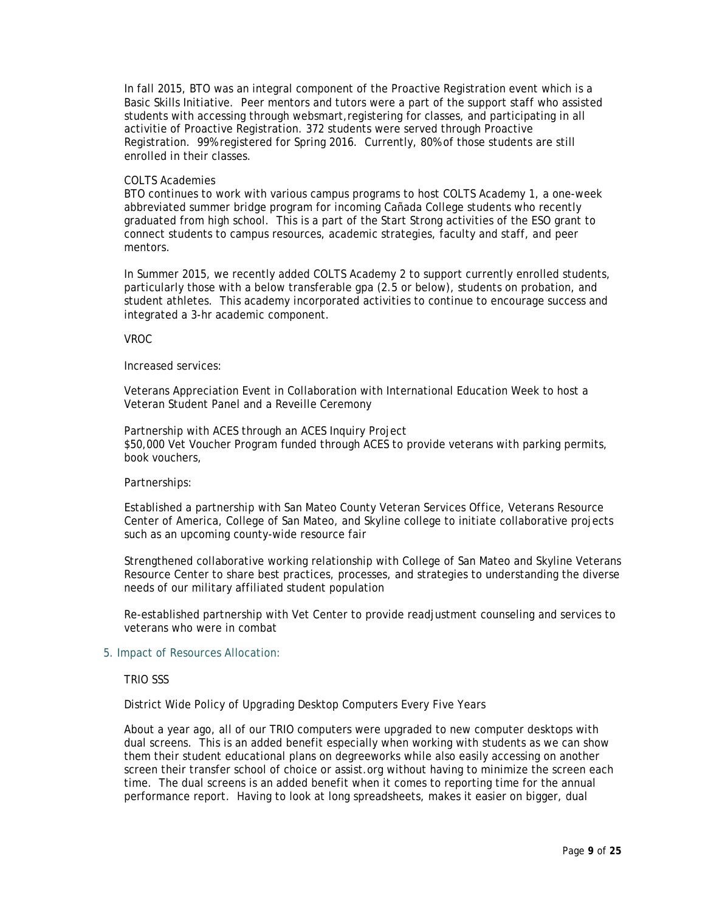In fall 2015, BTO was an integral component of the Proactive Registration event which is a Basic Skills Initiative. Peer mentors and tutors were a part of the support staff who assisted students with accessing through websmart,registering for classes, and participating in all activitie of Proactive Registration. 372 students were served through Proactive Registration. 99% registered for Spring 2016. Currently, 80% of those students are still enrolled in their classes.

COLTS Academies

BTO continues to work with various campus programs to host COLTS Academy 1, a one-week abbreviated summer bridge program for incoming Cañada College students who recently graduated from high school. This is a part of the Start Strong activities of the ESO grant to connect students to campus resources, academic strategies, faculty and staff, and peer mentors.

In Summer 2015, we recently added COLTS Academy 2 to support currently enrolled students, particularly those with a below transferable gpa (2.5 or below), students on probation, and student athletes. This academy incorporated activities to continue to encourage success and integrated a 3-hr academic component.

VROC

Increased services:

Veterans Appreciation Event in Collaboration with International Education Week to host a Veteran Student Panel and a Reveille Ceremony

Partnership with ACES through an ACES Inquiry Project
$50,000 Vet Voucher Program funded through ACES to provide veterans with parking permits, book vouchers,

Partnerships:

Established a partnership with San Mateo County Veteran Services Office, Veterans Resource Center of America, College of San Mateo, and Skyline college to initiate collaborative projects such as an upcoming county-wide resource fair

Strengthened collaborative working relationship with College of San Mateo and Skyline Veterans Resource Center to share best practices, processes, and strategies to understanding the diverse needs of our military affiliated student population

Re-established partnership with Vet Center to provide readjustment counseling and services to veterans who were in combat

## 5. Impact of Resources Allocation:

TRIO SSS

District Wide Policy of Upgrading Desktop Computers Every Five Years

About a year ago, all of our TRIO computers were upgraded to new computer desktops with dual screens. This is an added benefit especially when working with students as we can show them their student educational plans on degreeworks while also easily accessing on another screen their transfer school of choice or assist.org without having to minimize the screen each time. The dual screens is an added benefit when it comes to reporting time for the annual performance report. Having to look at long spreadsheets, makes it easier on bigger, dual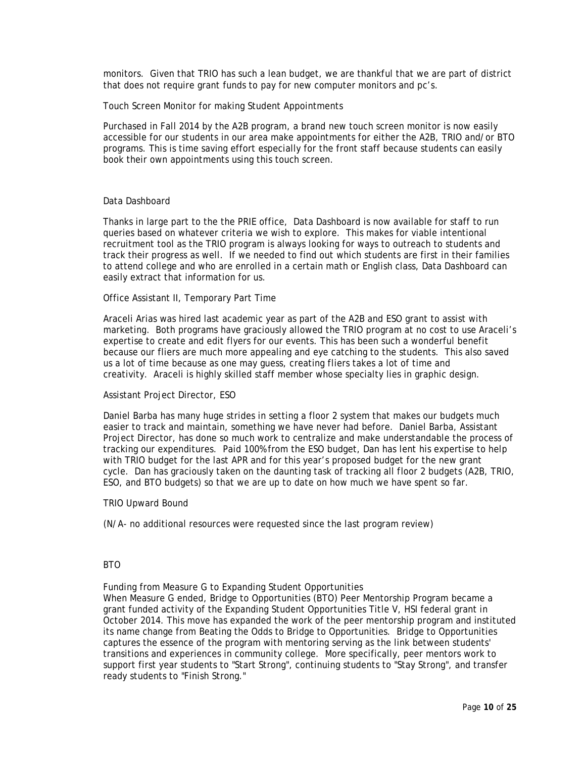monitors. Given that TRIO has such a lean budget, we are thankful that we are part of district that does not require grant funds to pay for new computer monitors and pc's.

Touch Screen Monitor for making Student Appointments

Purchased in Fall 2014 by the A2B program, a brand new touch screen monitor is now easily accessible for our students in our area make appointments for either the A2B, TRIO and/or BTO programs. This is time saving effort especially for the front staff because students can easily book their own appointments using this touch screen.

Data Dashboard

Thanks in large part to the the PRIE office, Data Dashboard is now available for staff to run queries based on whatever criteria we wish to explore. This makes for viable intentional recruitment tool as the TRIO program is always looking for ways to outreach to students and track their progress as well. If we needed to find out which students are first in their families to attend college and who are enrolled in a certain math or English class, Data Dashboard can easily extract that information for us.

Office Assistant II, Temporary Part Time

Araceli Arias was hired last academic year as part of the A2B and ESO grant to assist with marketing. Both programs have graciously allowed the TRIO program at no cost to use Araceli's expertise to create and edit flyers for our events. This has been such a wonderful benefit because our fliers are much more appealing and eye catching to the students. This also saved us a lot of time because as one may guess, creating fliers takes a lot of time and creativity. Araceli is highly skilled staff member whose specialty lies in graphic design.

Assistant Project Director, ESO

Daniel Barba has many huge strides in setting a floor 2 system that makes our budgets much easier to track and maintain, something we have never had before. Daniel Barba, Assistant Project Director, has done so much work to centralize and make understandable the process of tracking our expenditures. Paid 100% from the ESO budget, Dan has lent his expertise to help with TRIO budget for the last APR and for this year's proposed budget for the new grant cycle. Dan has graciously taken on the daunting task of tracking all floor 2 budgets (A2B, TRIO, ESO, and BTO budgets) so that we are up to date on how much we have spent so far.

TRIO Upward Bound

(N/A- no additional resources were requested since the last program review)

BTO

Funding from Measure G to Expanding Student Opportunities
When Measure G ended, Bridge to Opportunities (BTO) Peer Mentorship Program became a grant funded activity of the Expanding Student Opportunities Title V, HSI federal grant in October 2014. This move has expanded the work of the peer mentorship program and instituted its name change from Beating the Odds to Bridge to Opportunities. Bridge to Opportunities captures the essence of the program with mentoring serving as the link between students' transitions and experiences in community college. More specifically, peer mentors work to support first year students to "Start Strong", continuing students to "Stay Strong", and transfer ready students to "Finish Strong."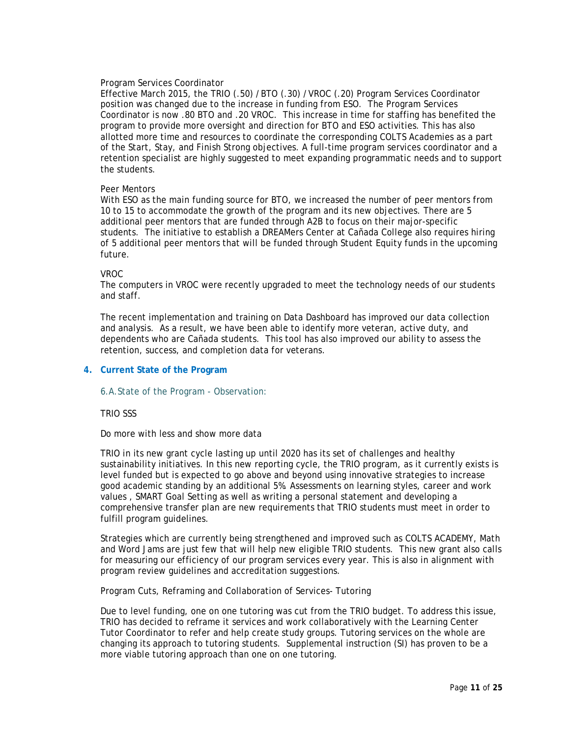Program Services Coordinator

Effective March 2015, the TRIO (.50) / BTO (.30) / VROC (.20) Program Services Coordinator position was changed due to the increase in funding from ESO. The Program Services Coordinator is now .80 BTO and .20 VROC. This increase in time for staffing has benefited the program to provide more oversight and direction for BTO and ESO activities. This has also allotted more time and resources to coordinate the corresponding COLTS Academies as a part of the Start, Stay, and Finish Strong objectives. A full-time program services coordinator and a retention specialist are highly suggested to meet expanding programmatic needs and to support the students.

Peer Mentors

With ESO as the main funding source for BTO, we increased the number of peer mentors from 10 to 15 to accommodate the growth of the program and its new objectives. There are 5 additional peer mentors that are funded through A2B to focus on their major-specific students. The initiative to establish a DREAMers Center at Cañada College also requires hiring of 5 additional peer mentors that will be funded through Student Equity funds in the upcoming future.

VROC

The computers in VROC were recently upgraded to meet the technology needs of our students and staff.

The recent implementation and training on Data Dashboard has improved our data collection and analysis. As a result, we have been able to identify more veteran, active duty, and dependents who are Cañada students. This tool has also improved our ability to assess the retention, success, and completion data for veterans.

## 4. Current State of the Program

### 6.A. State of the Program - Observation:

TRIO SSS

Do more with less and show more data

TRIO in its new grant cycle lasting up until 2020 has its set of challenges and healthy sustainability initiatives. In this new reporting cycle, the TRIO program, as it currently exists is level funded but is expected to go above and beyond using innovative strategies to increase good academic standing by an additional 5%. Assessments on learning styles, career and work values , SMART Goal Setting as well as writing a personal statement and developing a comprehensive transfer plan are new requirements that TRIO students must meet in order to fulfill program guidelines.

Strategies which are currently being strengthened and improved such as COLTS ACADEMY, Math and Word Jams are just few that will help new eligible TRIO students. This new grant also calls for measuring our efficiency of our program services every year. This is also in alignment with program review guidelines and accreditation suggestions.

Program Cuts, Reframing and Collaboration of Services- Tutoring

Due to level funding, one on one tutoring was cut from the TRIO budget. To address this issue, TRIO has decided to reframe it services and work collaboratively with the Learning Center Tutor Coordinator to refer and help create study groups. Tutoring services on the whole are changing its approach to tutoring students. Supplemental instruction (SI) has proven to be a more viable tutoring approach than one on one tutoring.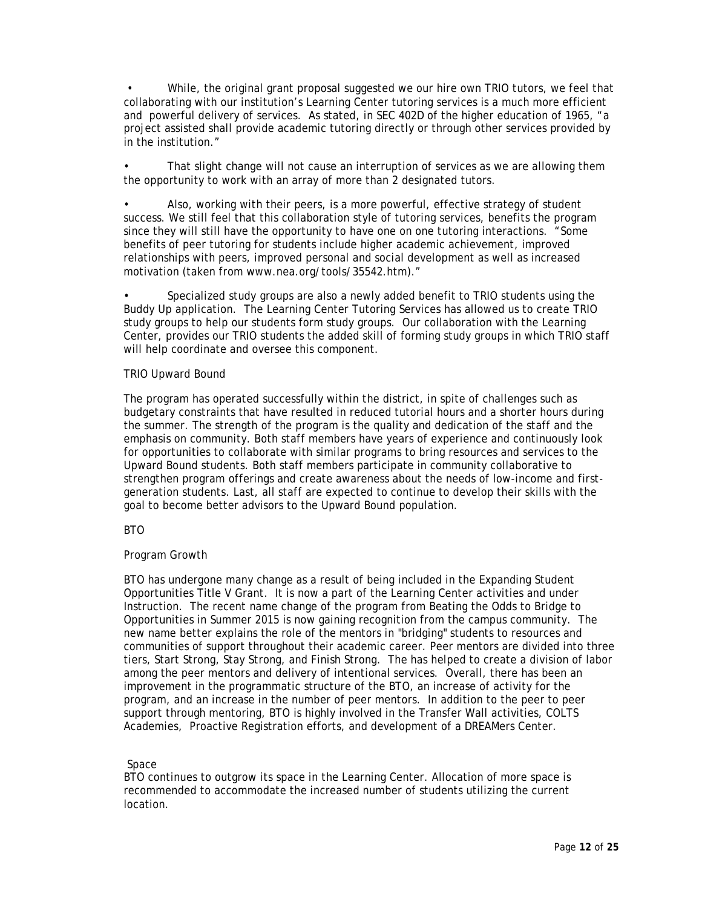- While, the original grant proposal suggested we our hire own TRIO tutors, we feel that collaborating with our institution's Learning Center tutoring services is a much more efficient and powerful delivery of services. As stated, in SEC 402D of the higher education of 1965, "a project assisted shall provide academic tutoring directly or through other services provided by in the institution."

- That slight change will not cause an interruption of services as we are allowing them the opportunity to work with an array of more than 2 designated tutors.

- Also, working with their peers, is a more powerful, effective strategy of student success. We still feel that this collaboration style of tutoring services, benefits the program since they will still have the opportunity to have one on one tutoring interactions. "Some benefits of peer tutoring for students include higher academic achievement, improved relationships with peers, improved personal and social development as well as increased motivation (taken from www.nea.org/tools/35542.htm)."

- Specialized study groups are also a newly added benefit to TRIO students using the Buddy Up application. The Learning Center Tutoring Services has allowed us to create TRIO study groups to help our students form study groups. Our collaboration with the Learning Center, provides our TRIO students the added skill of forming study groups in which TRIO staff will help coordinate and oversee this component.

TRIO Upward Bound

The program has operated successfully within the district, in spite of challenges such as budgetary constraints that have resulted in reduced tutorial hours and a shorter hours during the summer. The strength of the program is the quality and dedication of the staff and the emphasis on community. Both staff members have years of experience and continuously look for opportunities to collaborate with similar programs to bring resources and services to the Upward Bound students. Both staff members participate in community collaborative to strengthen program offerings and create awareness about the needs of low-income and first-generation students. Last, all staff are expected to continue to develop their skills with the goal to become better advisors to the Upward Bound population.

BTO

Program Growth

BTO has undergone many change as a result of being included in the Expanding Student Opportunities Title V Grant. It is now a part of the Learning Center activities and under Instruction. The recent name change of the program from Beating the Odds to Bridge to Opportunities in Summer 2015 is now gaining recognition from the campus community. The new name better explains the role of the mentors in "bridging" students to resources and communities of support throughout their academic career. Peer mentors are divided into three tiers, Start Strong, Stay Strong, and Finish Strong. The has helped to create a division of labor among the peer mentors and delivery of intentional services. Overall, there has been an improvement in the programmatic structure of the BTO, an increase of activity for the program, and an increase in the number of peer mentors. In addition to the peer to peer support through mentoring, BTO is highly involved in the Transfer Wall activities, COLTS Academies, Proactive Registration efforts, and development of a DREAMers Center.

Space

BTO continues to outgrow its space in the Learning Center. Allocation of more space is recommended to accommodate the increased number of students utilizing the current location.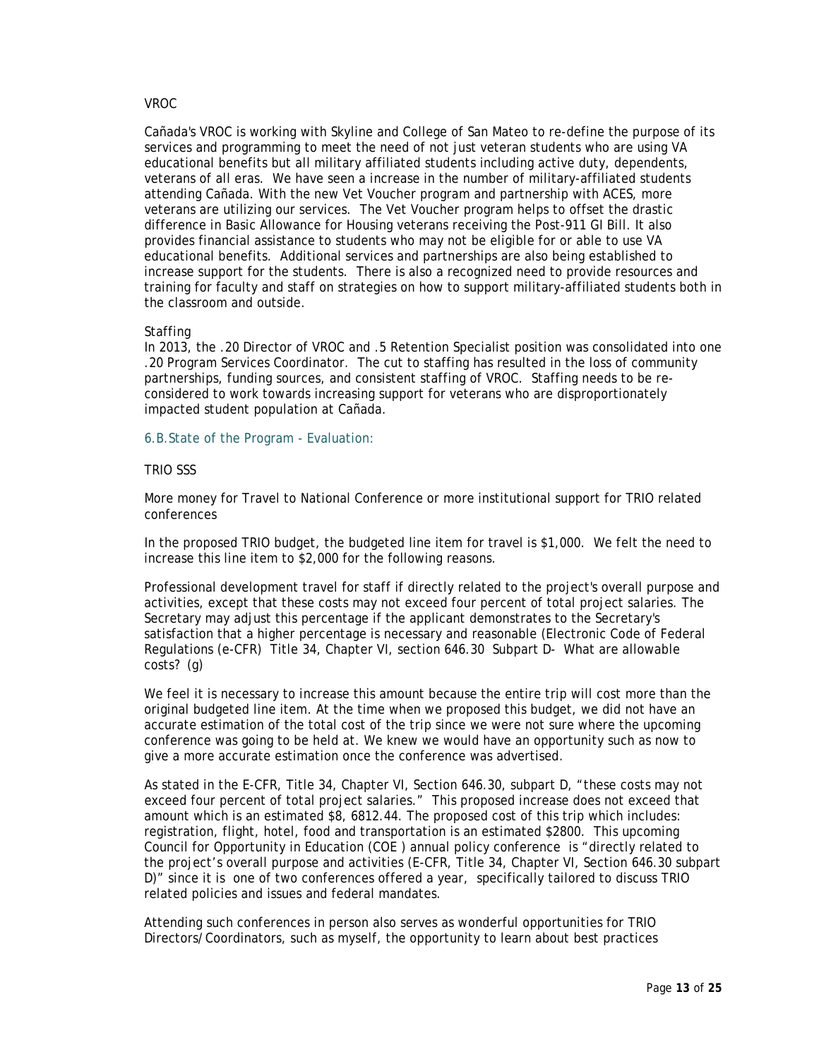VROC

Cañada's VROC is working with Skyline and College of San Mateo to re-define the purpose of its services and programming to meet the need of not just veteran students who are using VA educational benefits but all military affiliated students including active duty, dependents, veterans of all eras. We have seen a increase in the number of military-affiliated students attending Cañada. With the new Vet Voucher program and partnership with ACES, more veterans are utilizing our services. The Vet Voucher program helps to offset the drastic difference in Basic Allowance for Housing veterans receiving the Post-911 GI Bill. It also provides financial assistance to students who may not be eligible for or able to use VA educational benefits. Additional services and partnerships are also being established to increase support for the students. There is also a recognized need to provide resources and training for faculty and staff on strategies on how to support military-affiliated students both in the classroom and outside.

Staffing

In 2013, the .20 Director of VROC and .5 Retention Specialist position was consolidated into one .20 Program Services Coordinator. The cut to staffing has resulted in the loss of community partnerships, funding sources, and consistent staffing of VROC. Staffing needs to be re-considered to work towards increasing support for veterans who are disproportionately impacted student population at Cañada.

### 6.B.State of the Program - Evaluation:

TRIO SSS

More money for Travel to National Conference or more institutional support for TRIO related conferences

In the proposed TRIO budget, the budgeted line item for travel is $1,000. We felt the need to increase this line item to $2,000 for the following reasons.

Professional development travel for staff if directly related to the project's overall purpose and activities, except that these costs may not exceed four percent of total project salaries. The Secretary may adjust this percentage if the applicant demonstrates to the Secretary's satisfaction that a higher percentage is necessary and reasonable (Electronic Code of Federal Regulations (e-CFR) Title 34, Chapter VI, section 646.30 Subpart D- What are allowable costs? (g)

We feel it is necessary to increase this amount because the entire trip will cost more than the original budgeted line item. At the time when we proposed this budget, we did not have an accurate estimation of the total cost of the trip since we were not sure where the upcoming conference was going to be held at. We knew we would have an opportunity such as now to give a more accurate estimation once the conference was advertised.

As stated in the E-CFR, Title 34, Chapter VI, Section 646.30, subpart D, "these costs may not exceed four percent of total project salaries." This proposed increase does not exceed that amount which is an estimated $8, 6812.44. The proposed cost of this trip which includes: registration, flight, hotel, food and transportation is an estimated $2800. This upcoming Council for Opportunity in Education (COE ) annual policy conference is "directly related to the project's overall purpose and activities (E-CFR, Title 34, Chapter VI, Section 646.30 subpart D)" since it is one of two conferences offered a year, specifically tailored to discuss TRIO related policies and issues and federal mandates.

Attending such conferences in person also serves as wonderful opportunities for TRIO Directors/Coordinators, such as myself, the opportunity to learn about best practices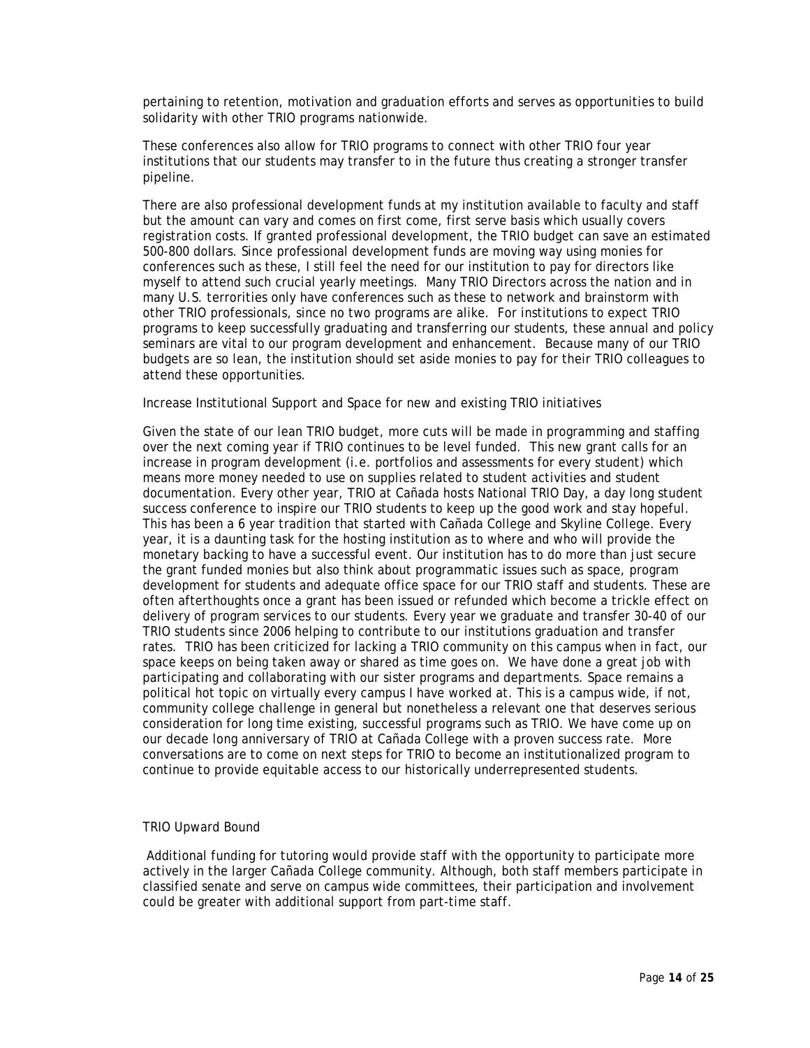pertaining to retention, motivation and graduation efforts and serves as opportunities to build solidarity with other TRIO programs nationwide.

These conferences also allow for TRIO programs to connect with other TRIO four year institutions that our students may transfer to in the future thus creating a stronger transfer pipeline.

There are also professional development funds at my institution available to faculty and staff but the amount can vary and comes on first come, first serve basis which usually covers registration costs. If granted professional development, the TRIO budget can save an estimated 500-800 dollars. Since professional development funds are moving way using monies for conferences such as these, I still feel the need for our institution to pay for directors like myself to attend such crucial yearly meetings. Many TRIO Directors across the nation and in many U.S. terrorities only have conferences such as these to network and brainstorm with other TRIO professionals, since no two programs are alike. For institutions to expect TRIO programs to keep successfully graduating and transferring our students, these annual and policy seminars are vital to our program development and enhancement. Because many of our TRIO budgets are so lean, the institution should set aside monies to pay for their TRIO colleagues to attend these opportunities.

Increase Institutional Support and Space for new and existing TRIO initiatives

Given the state of our lean TRIO budget, more cuts will be made in programming and staffing over the next coming year if TRIO continues to be level funded. This new grant calls for an increase in program development (i.e. portfolios and assessments for every student) which means more money needed to use on supplies related to student activities and student documentation. Every other year, TRIO at Cañada hosts National TRIO Day, a day long student success conference to inspire our TRIO students to keep up the good work and stay hopeful. This has been a 6 year tradition that started with Cañada College and Skyline College. Every year, it is a daunting task for the hosting institution as to where and who will provide the monetary backing to have a successful event. Our institution has to do more than just secure the grant funded monies but also think about programmatic issues such as space, program development for students and adequate office space for our TRIO staff and students. These are often afterthoughts once a grant has been issued or refunded which become a trickle effect on delivery of program services to our students. Every year we graduate and transfer 30-40 of our TRIO students since 2006 helping to contribute to our institutions graduation and transfer rates. TRIO has been criticized for lacking a TRIO community on this campus when in fact, our space keeps on being taken away or shared as time goes on. We have done a great job with participating and collaborating with our sister programs and departments. Space remains a political hot topic on virtually every campus I have worked at. This is a campus wide, if not, community college challenge in general but nonetheless a relevant one that deserves serious consideration for long time existing, successful programs such as TRIO. We have come up on our decade long anniversary of TRIO at Cañada College with a proven success rate. More conversations are to come on next steps for TRIO to become an institutionalized program to continue to provide equitable access to our historically underrepresented students.

TRIO Upward Bound

Additional funding for tutoring would provide staff with the opportunity to participate more actively in the larger Cañada College community. Although, both staff members participate in classified senate and serve on campus wide committees, their participation and involvement could be greater with additional support from part-time staff.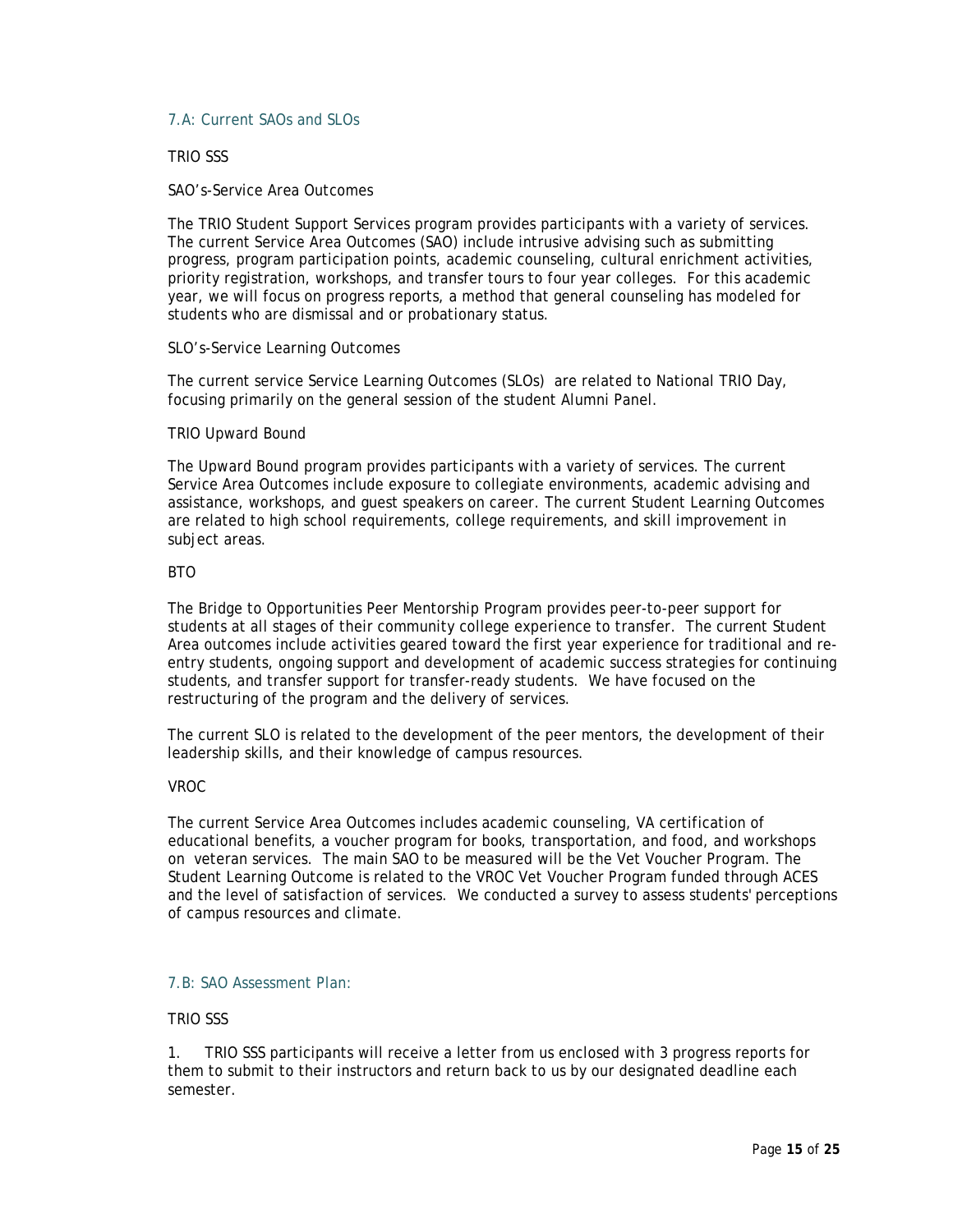## 7.A: Current SAOs and SLOs

TRIO SSS

SAO's-Service Area Outcomes

The TRIO Student Support Services program provides participants with a variety of services. The current Service Area Outcomes (SAO) include intrusive advising such as submitting progress, program participation points, academic counseling, cultural enrichment activities, priority registration, workshops, and transfer tours to four year colleges. For this academic year, we will focus on progress reports, a method that general counseling has modeled for students who are dismissal and or probationary status.

SLO's-Service Learning Outcomes

The current service Service Learning Outcomes (SLOs) are related to National TRIO Day, focusing primarily on the general session of the student Alumni Panel.

TRIO Upward Bound

The Upward Bound program provides participants with a variety of services. The current Service Area Outcomes include exposure to collegiate environments, academic advising and assistance, workshops, and guest speakers on career. The current Student Learning Outcomes are related to high school requirements, college requirements, and skill improvement in subject areas.

BTO

The Bridge to Opportunities Peer Mentorship Program provides peer-to-peer support for students at all stages of their community college experience to transfer. The current Student Area outcomes include activities geared toward the first year experience for traditional and re-entry students, ongoing support and development of academic success strategies for continuing students, and transfer support for transfer-ready students. We have focused on the restructuring of the program and the delivery of services.

The current SLO is related to the development of the peer mentors, the development of their leadership skills, and their knowledge of campus resources.

VROC

The current Service Area Outcomes includes academic counseling, VA certification of educational benefits, a voucher program for books, transportation, and food, and workshops on veteran services. The main SAO to be measured will be the Vet Voucher Program. The Student Learning Outcome is related to the VROC Vet Voucher Program funded through ACES and the level of satisfaction of services. We conducted a survey to assess students' perceptions of campus resources and climate.

## 7.B: SAO Assessment Plan:

TRIO SSS

1. TRIO SSS participants will receive a letter from us enclosed with 3 progress reports for them to submit to their instructors and return back to us by our designated deadline each semester.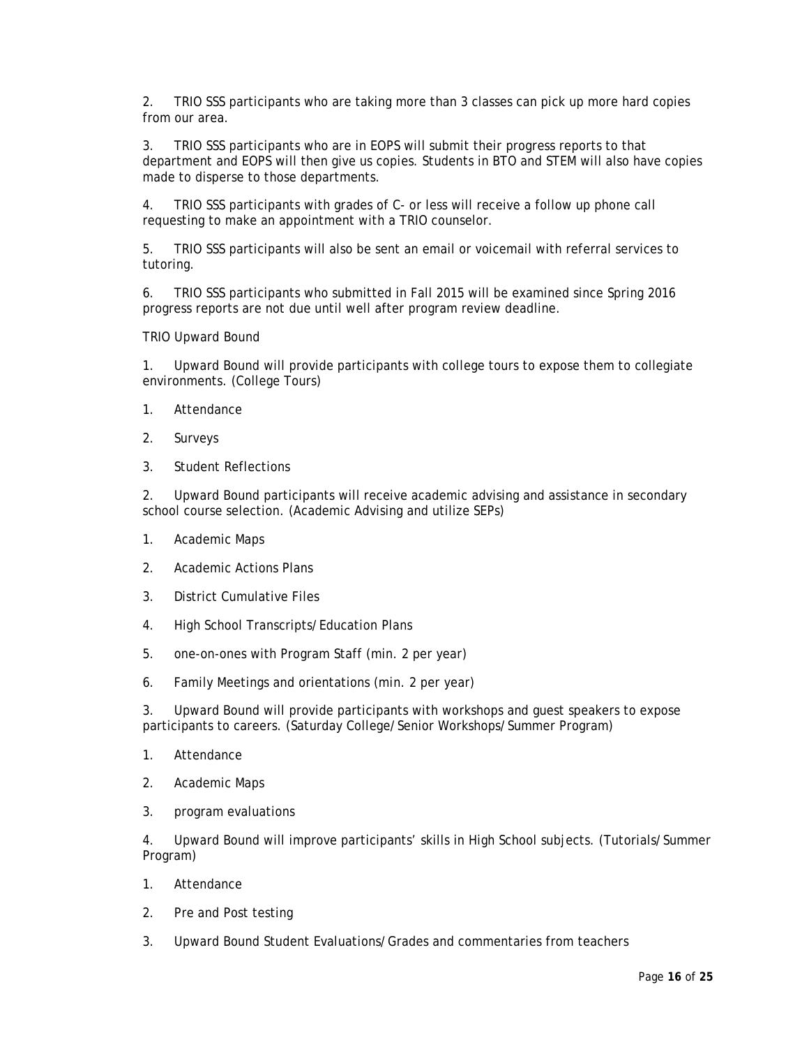2. TRIO SSS participants who are taking more than 3 classes can pick up more hard copies from our area.

3. TRIO SSS participants who are in EOPS will submit their progress reports to that department and EOPS will then give us copies. Students in BTO and STEM will also have copies made to disperse to those departments.

4. TRIO SSS participants with grades of C- or less will receive a follow up phone call requesting to make an appointment with a TRIO counselor.

5. TRIO SSS participants will also be sent an email or voicemail with referral services to tutoring.

6. TRIO SSS participants who submitted in Fall 2015 will be examined since Spring 2016 progress reports are not due until well after program review deadline.

TRIO Upward Bound

1. Upward Bound will provide participants with college tours to expose them to collegiate environments. (College Tours)

1. Attendance
2. Surveys
3. Student Reflections

2. Upward Bound participants will receive academic advising and assistance in secondary school course selection. (Academic Advising and utilize SEPs)

1. Academic Maps
2. Academic Actions Plans
3. District Cumulative Files
4. High School Transcripts/Education Plans
5. one-on-ones with Program Staff (min. 2 per year)
6. Family Meetings and orientations (min. 2 per year)

3. Upward Bound will provide participants with workshops and guest speakers to expose participants to careers. (Saturday College/Senior Workshops/Summer Program)

1. Attendance
2. Academic Maps
3. program evaluations

4. Upward Bound will improve participants' skills in High School subjects. (Tutorials/Summer Program)

1. Attendance
2. Pre and Post testing
3. Upward Bound Student Evaluations/Grades and commentaries from teachers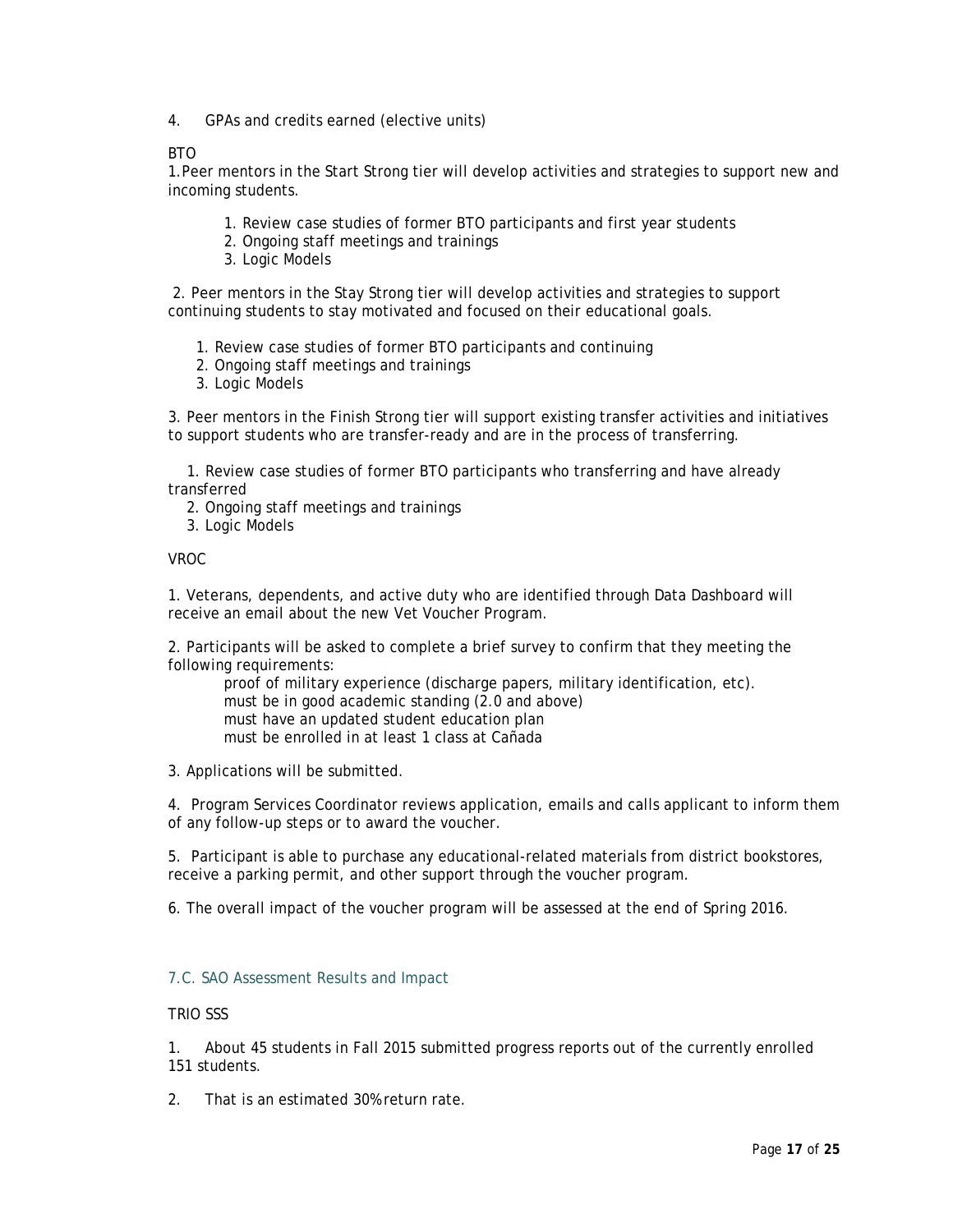4. GPAs and credits earned (elective units)

BTO

1. Peer mentors in the Start Strong tier will develop activities and strategies to support new and incoming students.

    1. Review case studies of former BTO participants and first year students
    2. Ongoing staff meetings and trainings
    3. Logic Models

2. Peer mentors in the Stay Strong tier will develop activities and strategies to support continuing students to stay motivated and focused on their educational goals.

    1. Review case studies of former BTO participants and continuing
    2. Ongoing staff meetings and trainings
    3. Logic Models

3. Peer mentors in the Finish Strong tier will support existing transfer activities and initiatives to support students who are transfer-ready and are in the process of transferring.

    1. Review case studies of former BTO participants who transferring and have already transferred
    2. Ongoing staff meetings and trainings
    3. Logic Models

VROC

1. Veterans, dependents, and active duty who are identified through Data Dashboard will receive an email about the new Vet Voucher Program.

2. Participants will be asked to complete a brief survey to confirm that they meeting the following requirements:

    proof of military experience (discharge papers, military identification, etc).
    must be in good academic standing (2.0 and above)
    must have an updated student education plan
    must be enrolled in at least 1 class at Cañada

3. Applications will be submitted.

4. Program Services Coordinator reviews application, emails and calls applicant to inform them of any follow-up steps or to award the voucher.

5. Participant is able to purchase any educational-related materials from district bookstores, receive a parking permit, and other support through the voucher program.

6. The overall impact of the voucher program will be assessed at the end of Spring 2016.

### 7.C. SAO Assessment Results and Impact

TRIO SSS

1. About 45 students in Fall 2015 submitted progress reports out of the currently enrolled 151 students.

2. That is an estimated 30% return rate.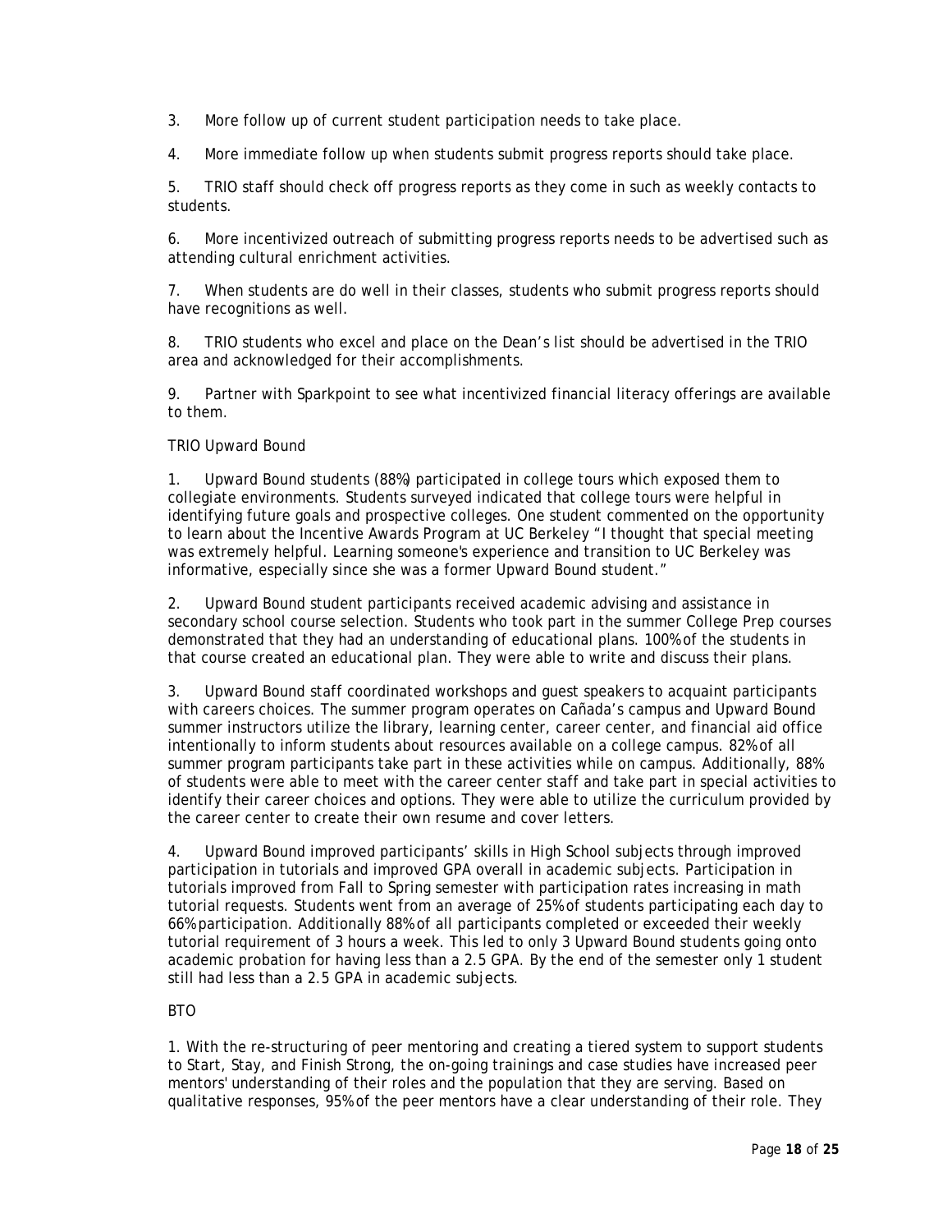3. More follow up of current student participation needs to take place.

4. More immediate follow up when students submit progress reports should take place.

5. TRIO staff should check off progress reports as they come in such as weekly contacts to students.

6. More incentivized outreach of submitting progress reports needs to be advertised such as attending cultural enrichment activities.

7. When students are do well in their classes, students who submit progress reports should have recognitions as well.

8. TRIO students who excel and place on the Dean's list should be advertised in the TRIO area and acknowledged for their accomplishments.

9. Partner with Sparkpoint to see what incentivized financial literacy offerings are available to them.

TRIO Upward Bound

1. Upward Bound students (88%) participated in college tours which exposed them to collegiate environments. Students surveyed indicated that college tours were helpful in identifying future goals and prospective colleges. One student commented on the opportunity to learn about the Incentive Awards Program at UC Berkeley "I thought that special meeting was extremely helpful. Learning someone's experience and transition to UC Berkeley was informative, especially since she was a former Upward Bound student."

2. Upward Bound student participants received academic advising and assistance in secondary school course selection. Students who took part in the summer College Prep courses demonstrated that they had an understanding of educational plans. 100% of the students in that course created an educational plan. They were able to write and discuss their plans.

3. Upward Bound staff coordinated workshops and guest speakers to acquaint participants with careers choices. The summer program operates on Cañada's campus and Upward Bound summer instructors utilize the library, learning center, career center, and financial aid office intentionally to inform students about resources available on a college campus. 82% of all summer program participants take part in these activities while on campus. Additionally, 88% of students were able to meet with the career center staff and take part in special activities to identify their career choices and options. They were able to utilize the curriculum provided by the career center to create their own resume and cover letters.

4. Upward Bound improved participants' skills in High School subjects through improved participation in tutorials and improved GPA overall in academic subjects. Participation in tutorials improved from Fall to Spring semester with participation rates increasing in math tutorial requests. Students went from an average of 25% of students participating each day to 66% participation. Additionally 88% of all participants completed or exceeded their weekly tutorial requirement of 3 hours a week. This led to only 3 Upward Bound students going onto academic probation for having less than a 2.5 GPA. By the end of the semester only 1 student still had less than a 2.5 GPA in academic subjects.

BTO

1. With the re-structuring of peer mentoring and creating a tiered system to support students to Start, Stay, and Finish Strong, the on-going trainings and case studies have increased peer mentors' understanding of their roles and the population that they are serving. Based on qualitative responses, 95% of the peer mentors have a clear understanding of their role. They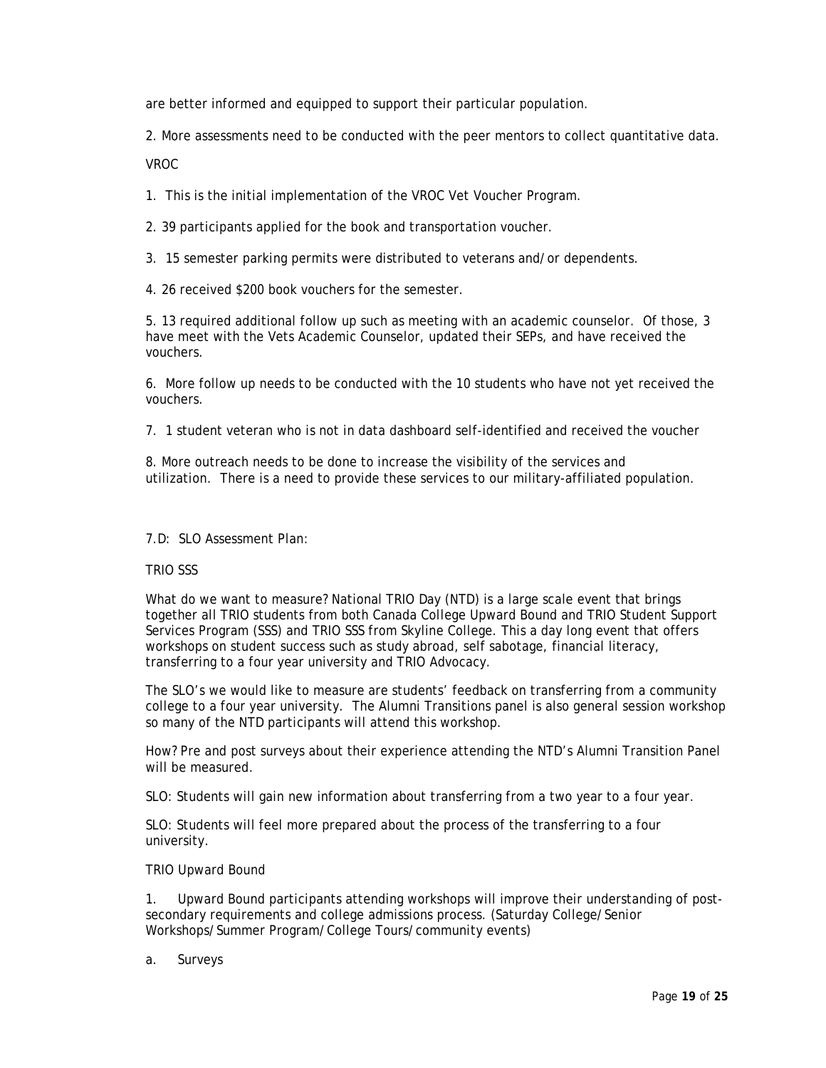are better informed and equipped to support their particular population.

2. More assessments need to be conducted with the peer mentors to collect quantitative data.

VROC

1. This is the initial implementation of the VROC Vet Voucher Program.

2. 39 participants applied for the book and transportation voucher.

3. 15 semester parking permits were distributed to veterans and/or dependents.

4. 26 received $200 book vouchers for the semester.

5. 13 required additional follow up such as meeting with an academic counselor. Of those, 3 have meet with the Vets Academic Counselor, updated their SEPs, and have received the vouchers.

6. More follow up needs to be conducted with the 10 students who have not yet received the vouchers.

7. 1 student veteran who is not in data dashboard self-identified and received the voucher

8. More outreach needs to be done to increase the visibility of the services and utilization. There is a need to provide these services to our military-affiliated population.

7.D: SLO Assessment Plan:

TRIO SSS

What do we want to measure? National TRIO Day (NTD) is a large scale event that brings together all TRIO students from both Canada College Upward Bound and TRIO Student Support Services Program (SSS) and TRIO SSS from Skyline College. This a day long event that offers workshops on student success such as study abroad, self sabotage, financial literacy, transferring to a four year university and TRIO Advocacy.

The SLO's we would like to measure are students' feedback on transferring from a community college to a four year university. The Alumni Transitions panel is also general session workshop so many of the NTD participants will attend this workshop.

How? Pre and post surveys about their experience attending the NTD's Alumni Transition Panel will be measured.

SLO: Students will gain new information about transferring from a two year to a four year.

SLO: Students will feel more prepared about the process of the transferring to a four university.

TRIO Upward Bound

1. Upward Bound participants attending workshops will improve their understanding of post-secondary requirements and college admissions process. (Saturday College/Senior Workshops/Summer Program/College Tours/community events)

a. Surveys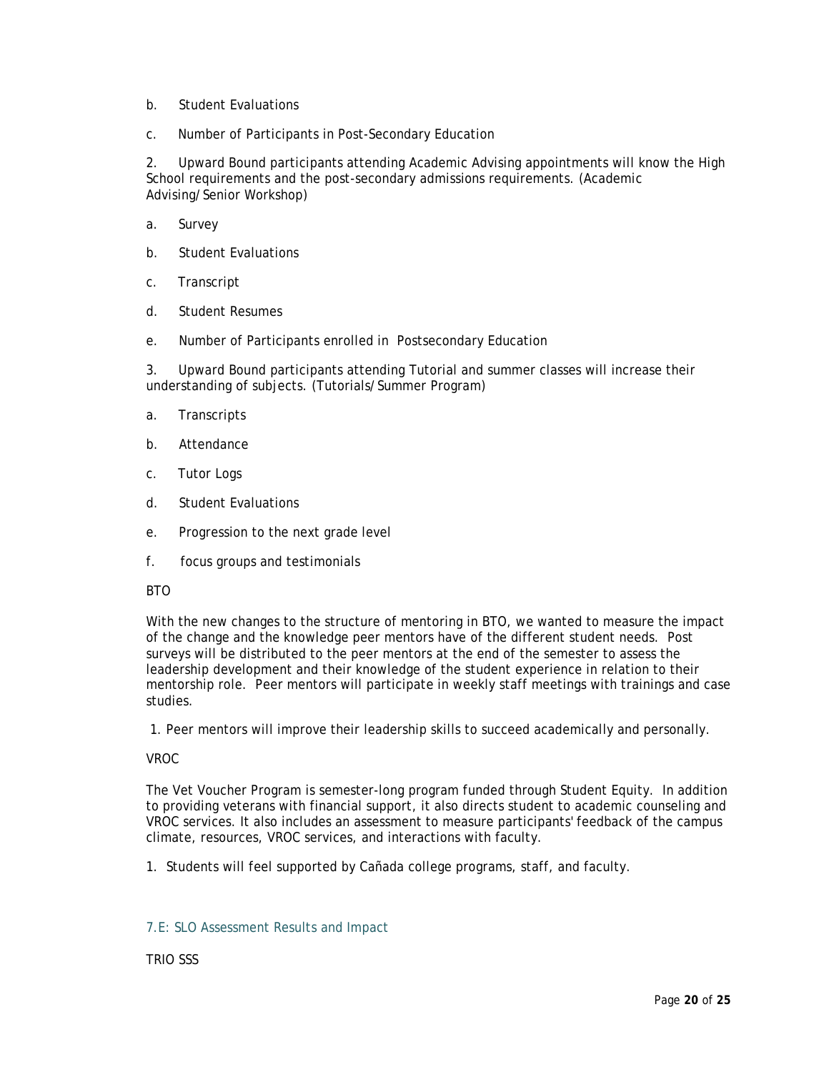b. Student Evaluations

c. Number of Participants in Post-Secondary Education

2. Upward Bound participants attending Academic Advising appointments will know the High School requirements and the post-secondary admissions requirements. (Academic Advising/Senior Workshop)

a. Survey

b. Student Evaluations

c. Transcript

d. Student Resumes

e. Number of Participants enrolled in Postsecondary Education

3. Upward Bound participants attending Tutorial and summer classes will increase their understanding of subjects. (Tutorials/Summer Program)

a. Transcripts

b. Attendance

c. Tutor Logs

d. Student Evaluations

e. Progression to the next grade level

f. focus groups and testimonials

BTO

With the new changes to the structure of mentoring in BTO, we wanted to measure the impact of the change and the knowledge peer mentors have of the different student needs. Post surveys will be distributed to the peer mentors at the end of the semester to assess the leadership development and their knowledge of the student experience in relation to their mentorship role. Peer mentors will participate in weekly staff meetings with trainings and case studies.

1. Peer mentors will improve their leadership skills to succeed academically and personally.

VROC

The Vet Voucher Program is semester-long program funded through Student Equity. In addition to providing veterans with financial support, it also directs student to academic counseling and VROC services. It also includes an assessment to measure participants' feedback of the campus climate, resources, VROC services, and interactions with faculty.

1. Students will feel supported by Cañada college programs, staff, and faculty.

### 7.E: SLO Assessment Results and Impact

TRIO SSS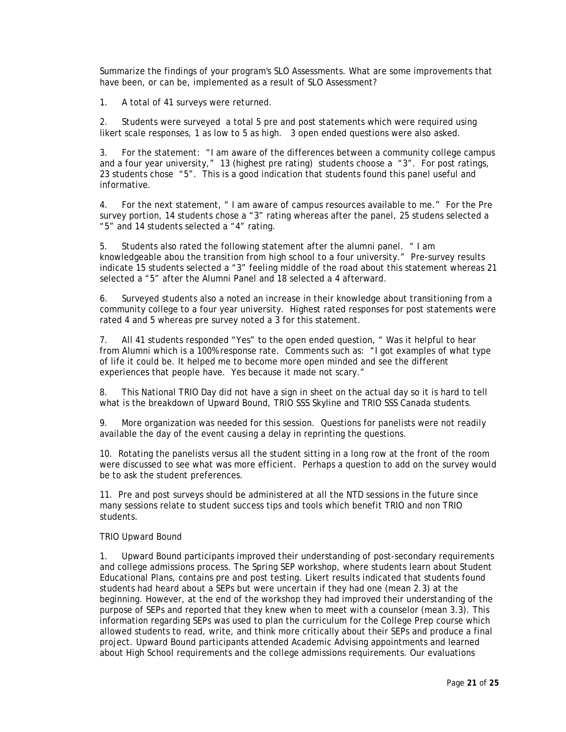Summarize the findings of your program's SLO Assessments. What are some improvements that have been, or can be, implemented as a result of SLO Assessment?

1. A total of 41 surveys were returned.

2. Students were surveyed a total 5 pre and post statements which were required using likert scale responses, 1 as low to 5 as high. 3 open ended questions were also asked.

3. For the statement: "I am aware of the differences between a community college campus and a four year university," 13 (highest pre rating) students choose a "3". For post ratings, 23 students chose "5". This is a good indication that students found this panel useful and informative.

4. For the next statement, " I am aware of campus resources available to me." For the Pre survey portion, 14 students chose a "3" rating whereas after the panel, 25 studens selected a "5" and 14 students selected a "4" rating.

5. Students also rated the following statement after the alumni panel. " I am knowledgeable abou the transition from high school to a four university." Pre-survey results indicate 15 students selected a "3" feeling middle of the road about this statement whereas 21 selected a "5" after the Alumni Panel and 18 selected a 4 afterward.

6. Surveyed students also a noted an increase in their knowledge about transitioning from a community college to a four year university. Highest rated responses for post statements were rated 4 and 5 whereas pre survey noted a 3 for this statement.

7. All 41 students responded "Yes" to the open ended question, " Was it helpful to hear from Alumni which is a 100% response rate. Comments such as: "I got examples of what type of life it could be. It helped me to become more open minded and see the different experiences that people have. Yes because it made not scary."

8. This National TRIO Day did not have a sign in sheet on the actual day so it is hard to tell what is the breakdown of Upward Bound, TRIO SSS Skyline and TRIO SSS Canada students.

9. More organization was needed for this session. Questions for panelists were not readily available the day of the event causing a delay in reprinting the questions.

10. Rotating the panelists versus all the student sitting in a long row at the front of the room were discussed to see what was more efficient. Perhaps a question to add on the survey would be to ask the student preferences.

11. Pre and post surveys should be administered at all the NTD sessions in the future since many sessions relate to student success tips and tools which benefit TRIO and non TRIO students.

TRIO Upward Bound

1. Upward Bound participants improved their understanding of post-secondary requirements and college admissions process. The Spring SEP workshop, where students learn about Student Educational Plans, contains pre and post testing. Likert results indicated that students found students had heard about a SEPs but were uncertain if they had one (mean 2.3) at the beginning. However, at the end of the workshop they had improved their understanding of the purpose of SEPs and reported that they knew when to meet with a counselor (mean 3.3). This information regarding SEPs was used to plan the curriculum for the College Prep course which allowed students to read, write, and think more critically about their SEPs and produce a final project. Upward Bound participants attended Academic Advising appointments and learned about High School requirements and the college admissions requirements. Our evaluations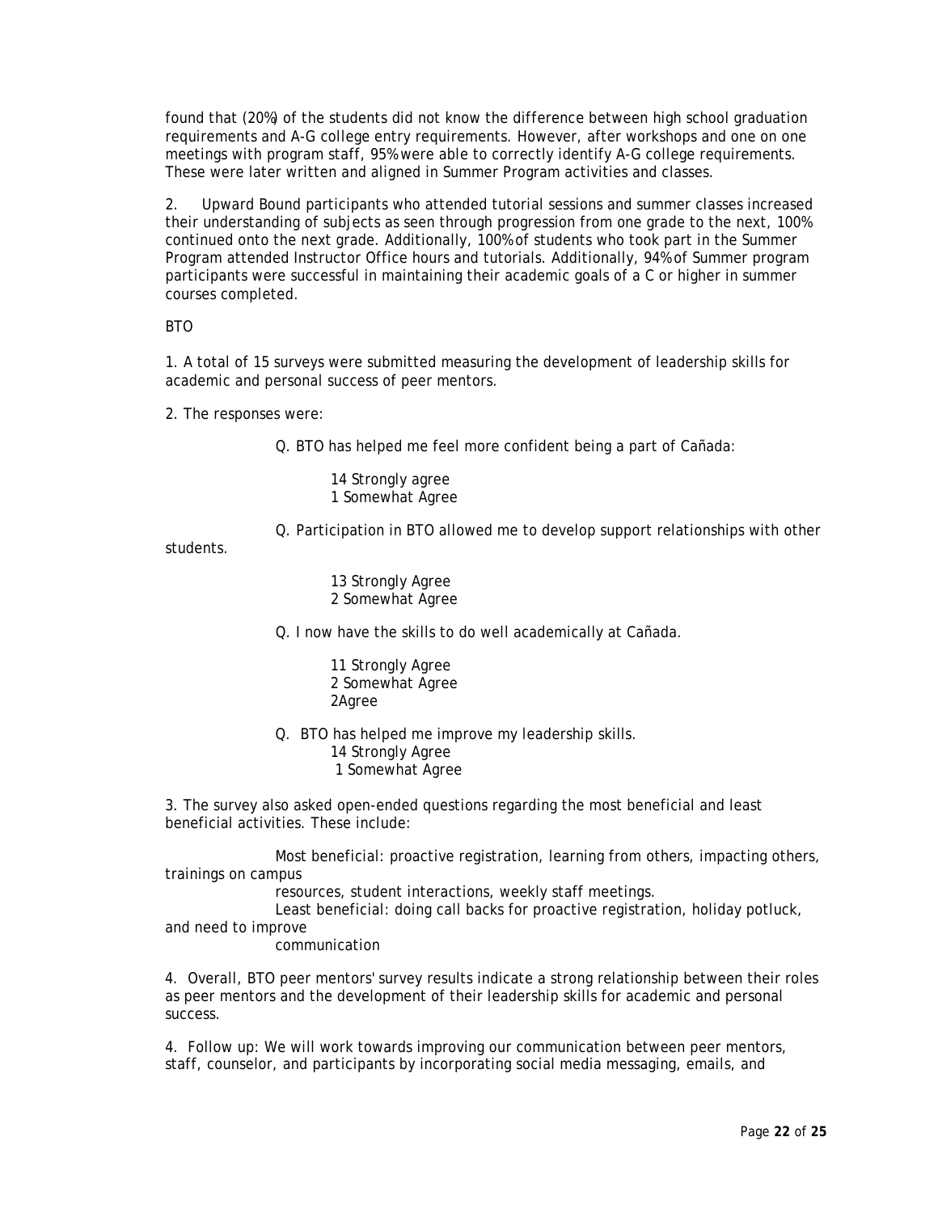found that (20%) of the students did not know the difference between high school graduation requirements and A-G college entry requirements. However, after workshops and one on one meetings with program staff, 95% were able to correctly identify A-G college requirements. These were later written and aligned in Summer Program activities and classes.

2. Upward Bound participants who attended tutorial sessions and summer classes increased their understanding of subjects as seen through progression from one grade to the next, 100% continued onto the next grade. Additionally, 100% of students who took part in the Summer Program attended Instructor Office hours and tutorials. Additionally, 94% of Summer program participants were successful in maintaining their academic goals of a C or higher in summer courses completed.

BTO

1. A total of 15 surveys were submitted measuring the development of leadership skills for academic and personal success of peer mentors.

2. The responses were:

Q. BTO has helped me feel more confident being a part of Cañada:

14 Strongly agree
1 Somewhat Agree

Q. Participation in BTO allowed me to develop support relationships with other students.

13 Strongly Agree
2 Somewhat Agree

Q. I now have the skills to do well academically at Cañada.

11 Strongly Agree
2 Somewhat Agree
2Agree

Q. BTO has helped me improve my leadership skills.
14 Strongly Agree
1 Somewhat Agree

3. The survey also asked open-ended questions regarding the most beneficial and least beneficial activities. These include:

Most beneficial: proactive registration, learning from others, impacting others, trainings on campus resources, student interactions, weekly staff meetings.
Least beneficial: doing call backs for proactive registration, holiday potluck, and need to improve communication

4. Overall, BTO peer mentors' survey results indicate a strong relationship between their roles as peer mentors and the development of their leadership skills for academic and personal success.

4. Follow up: We will work towards improving our communication between peer mentors, staff, counselor, and participants by incorporating social media messaging, emails, and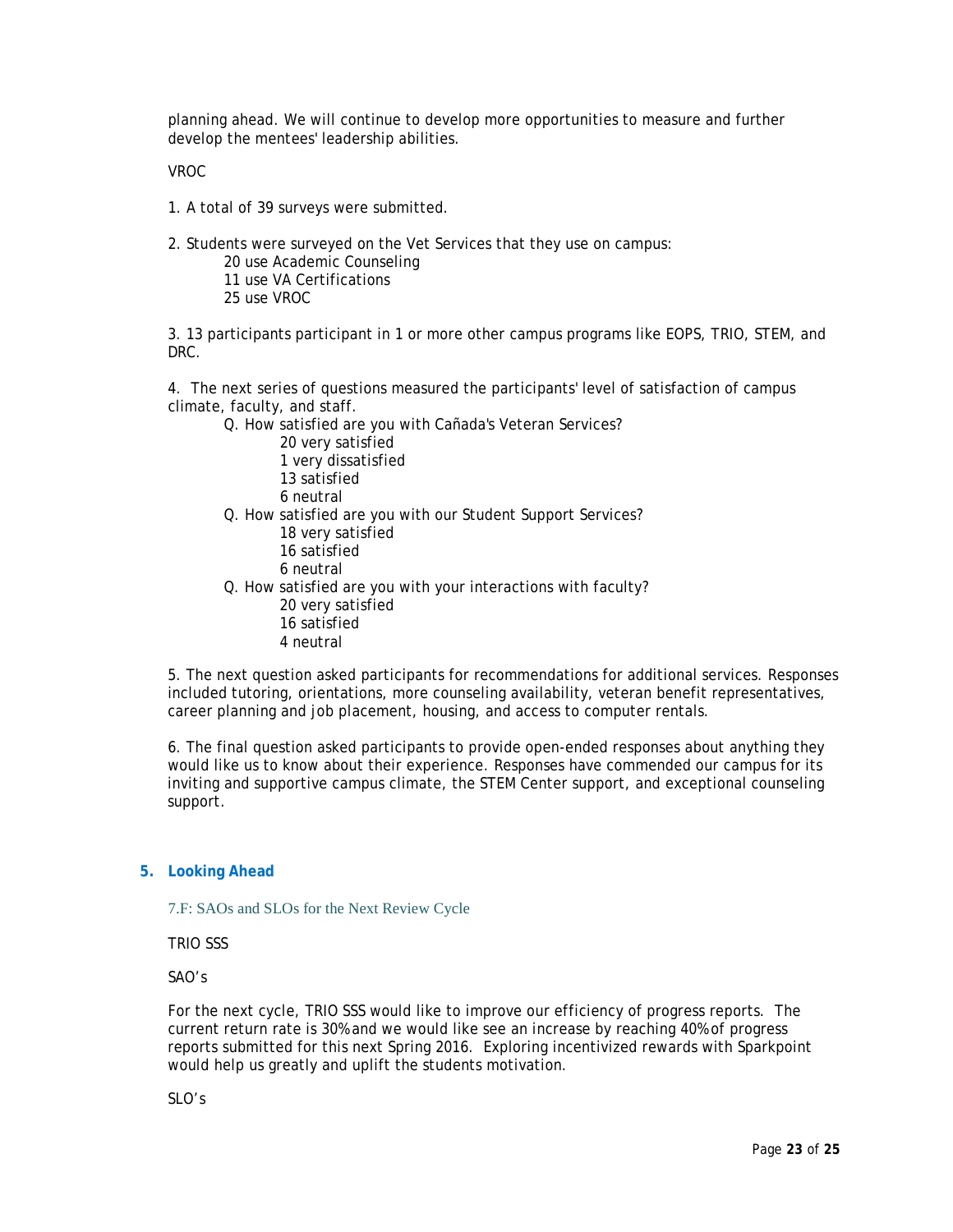planning ahead. We will continue to develop more opportunities to measure and further develop the mentees' leadership abilities.

VROC

1. A total of 39 surveys were submitted.

2. Students were surveyed on the Vet Services that they use on campus:
   - 20 use Academic Counseling
   - 11 use VA Certifications
   - 25 use VROC

3. 13 participants participant in 1 or more other campus programs like EOPS, TRIO, STEM, and DRC.

4. The next series of questions measured the participants' level of satisfaction of campus climate, faculty, and staff.
   - Q. How satisfied are you with Cañada's Veteran Services?
     - 20 very satisfied
     - 1 very dissatisfied
     - 13 satisfied
     - 6 neutral
   - Q. How satisfied are you with our Student Support Services?
     - 18 very satisfied
     - 16 satisfied
     - 6 neutral
   - Q. How satisfied are you with your interactions with faculty?
     - 20 very satisfied
     - 16 satisfied
     - 4 neutral

5. The next question asked participants for recommendations for additional services. Responses included tutoring, orientations, more counseling availability, veteran benefit representatives, career planning and job placement, housing, and access to computer rentals.

6. The final question asked participants to provide open-ended responses about anything they would like us to know about their experience. Responses have commended our campus for its inviting and supportive campus climate, the STEM Center support, and exceptional counseling support.

## 5. Looking Ahead

### 7.F: SAOs and SLOs for the Next Review Cycle

TRIO SSS

SAO's

For the next cycle, TRIO SSS would like to improve our efficiency of progress reports. The current return rate is 30% and we would like see an increase by reaching 40% of progress reports submitted for this next Spring 2016. Exploring incentivized rewards with Sparkpoint would help us greatly and uplift the students motivation.

SLO's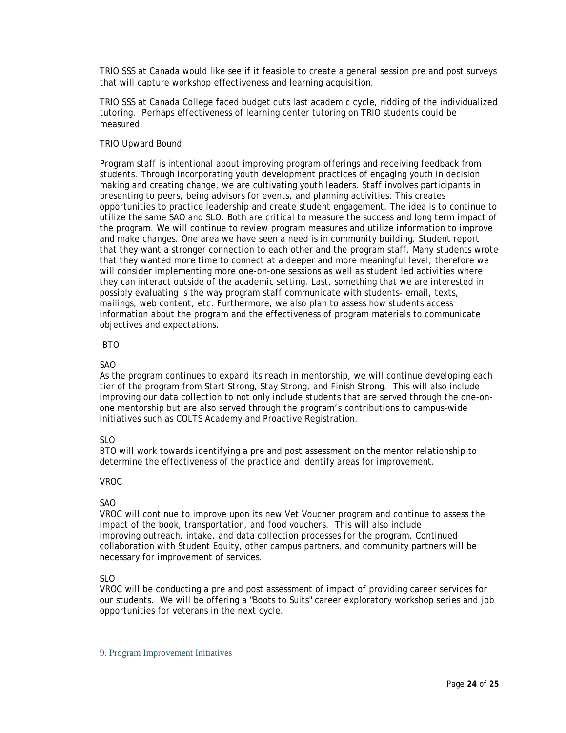TRIO SSS at Canada would like see if it feasible to create a general session pre and post surveys that will capture workshop effectiveness and learning acquisition.

TRIO SSS at Canada College faced budget cuts last academic cycle, ridding of the individualized tutoring. Perhaps effectiveness of learning center tutoring on TRIO students could be measured.

TRIO Upward Bound

Program staff is intentional about improving program offerings and receiving feedback from students. Through incorporating youth development practices of engaging youth in decision making and creating change, we are cultivating youth leaders. Staff involves participants in presenting to peers, being advisors for events, and planning activities. This creates opportunities to practice leadership and create student engagement. The idea is to continue to utilize the same SAO and SLO. Both are critical to measure the success and long term impact of the program. We will continue to review program measures and utilize information to improve and make changes. One area we have seen a need is in community building. Student report that they want a stronger connection to each other and the program staff. Many students wrote that they wanted more time to connect at a deeper and more meaningful level, therefore we will consider implementing more one-on-one sessions as well as student led activities where they can interact outside of the academic setting. Last, something that we are interested in possibly evaluating is the way program staff communicate with students- email, texts, mailings, web content, etc. Furthermore, we also plan to assess how students access information about the program and the effectiveness of program materials to communicate objectives and expectations.

BTO

SAO
As the program continues to expand its reach in mentorship, we will continue developing each tier of the program from Start Strong, Stay Strong, and Finish Strong. This will also include improving our data collection to not only include students that are served through the one-on-one mentorship but are also served through the program's contributions to campus-wide initiatives such as COLTS Academy and Proactive Registration.

SLO
BTO will work towards identifying a pre and post assessment on the mentor relationship to determine the effectiveness of the practice and identify areas for improvement.

VROC

SAO
VROC will continue to improve upon its new Vet Voucher program and continue to assess the impact of the book, transportation, and food vouchers. This will also include improving outreach, intake, and data collection processes for the program. Continued collaboration with Student Equity, other campus partners, and community partners will be necessary for improvement of services.

SLO
VROC will be conducting a pre and post assessment of impact of providing career services for our students. We will be offering a "Boots to Suits" career exploratory workshop series and job opportunities for veterans in the next cycle.

## 9. Program Improvement Initiatives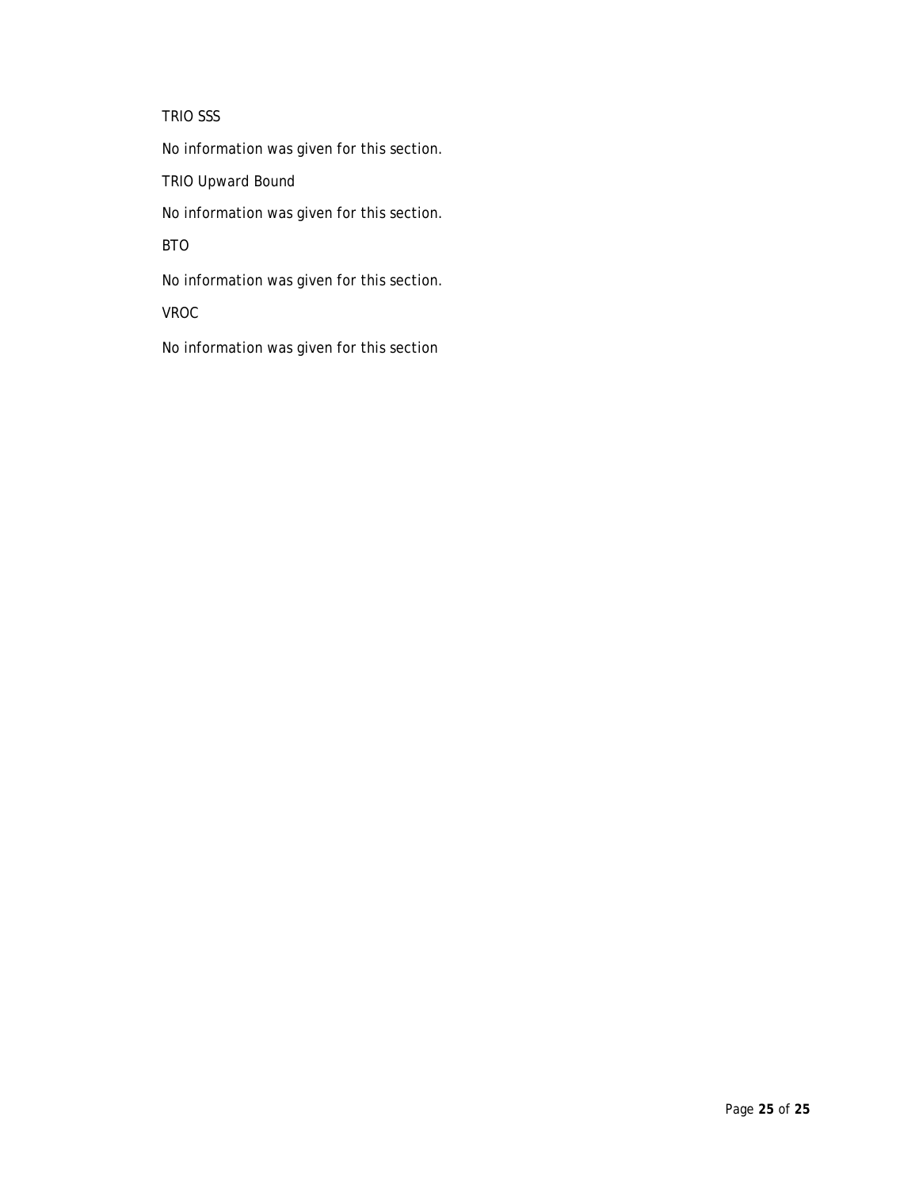TRIO SSS

No information was given for this section.

TRIO Upward Bound

No information was given for this section.

BTO

No information was given for this section.

VROC

No information was given for this section